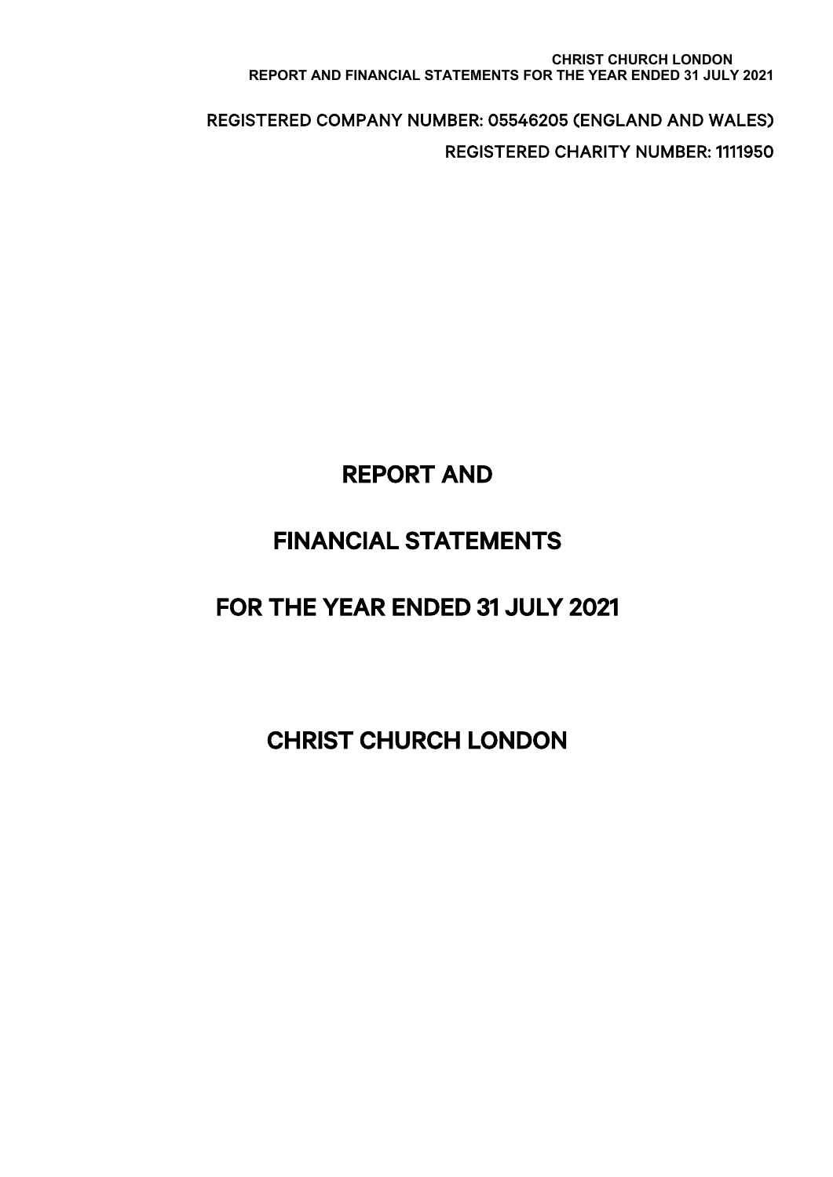REGISTERED COMPANY NUMBER: 05546205 (ENGLAND AND WALES)

REGISTERED CHARITY NUMBER: 1111950

# REPORT AND

# FINANCIAL STATEMENTS

# FOR THE YEAR ENDED 31 JULY 2021

# CHRIST CHURCH LONDON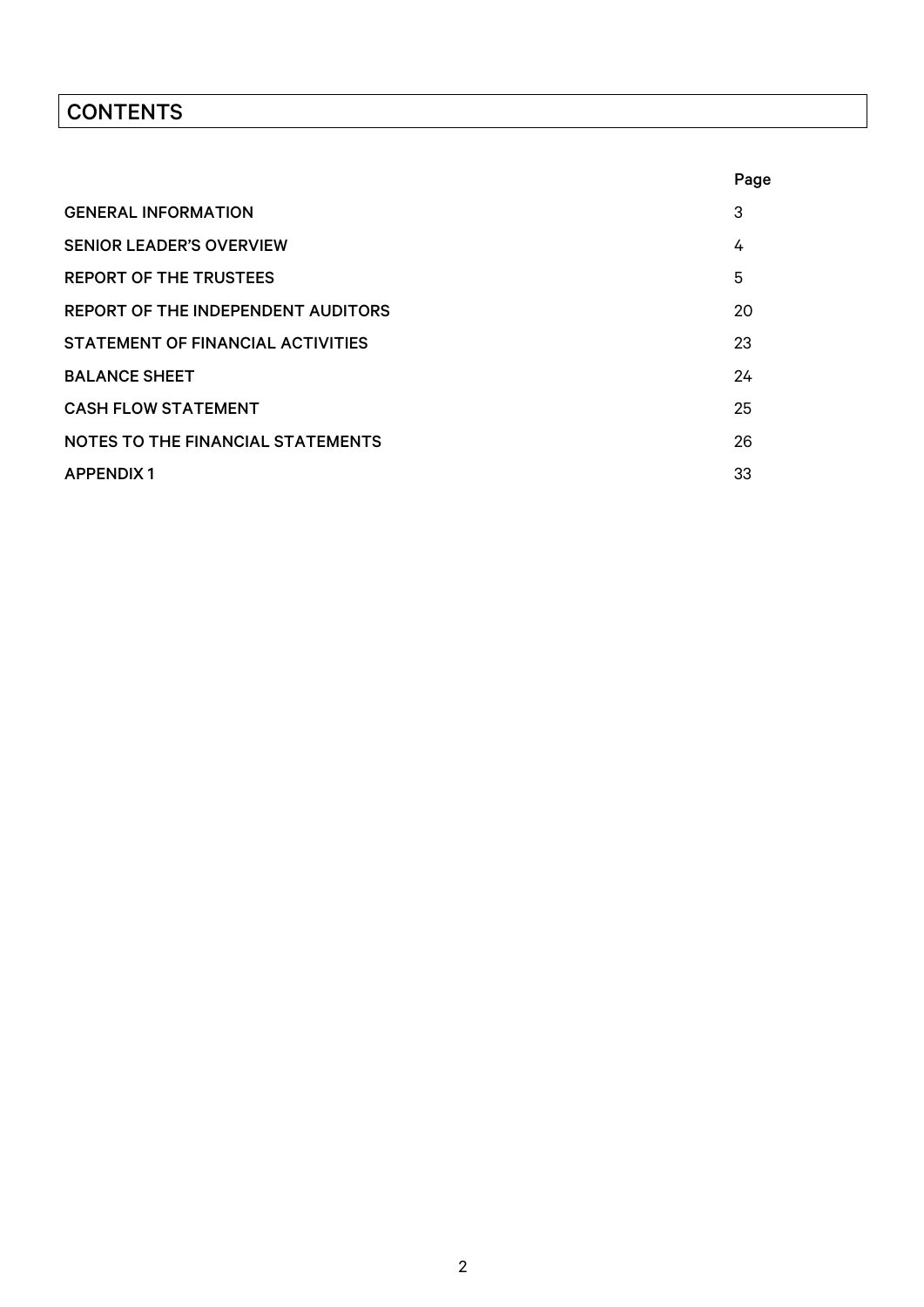# CONTENTS

| | Page |
|---|---|
| GENERAL INFORMATION | 3 |
| SENIOR LEADER'S OVERVIEW | 4 |
| REPORT OF THE TRUSTEES | 5 |
| REPORT OF THE INDEPENDENT AUDITORS | 20 |
| STATEMENT OF FINANCIAL ACTIVITIES | 23 |
| BALANCE SHEET | 24 |
| CASH FLOW STATEMENT | 25 |
| NOTES TO THE FINANCIAL STATEMENTS | 26 |
| APPENDIX 1 | 33 |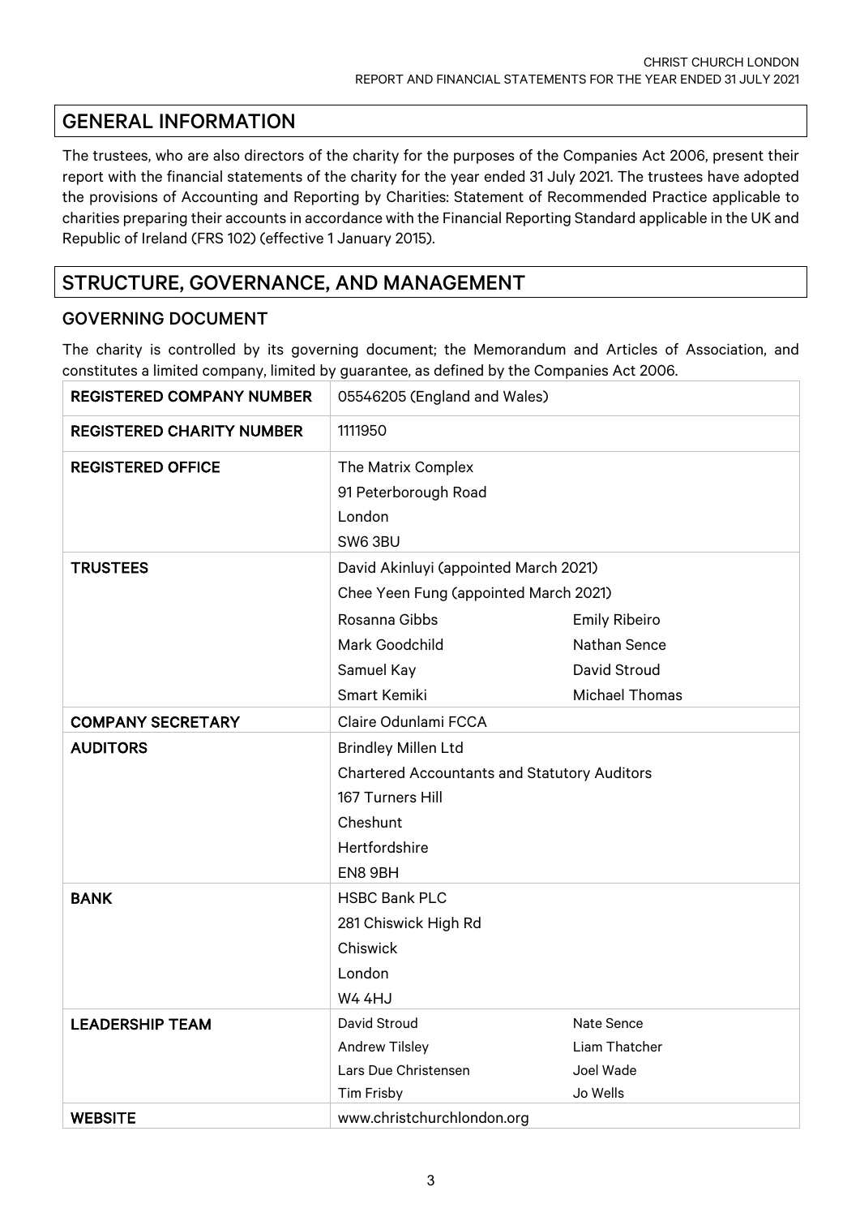## GENERAL INFORMATION

The trustees, who are also directors of the charity for the purposes of the Companies Act 2006, present their report with the financial statements of the charity for the year ended 31 July 2021. The trustees have adopted the provisions of Accounting and Reporting by Charities: Statement of Recommended Practice applicable to charities preparing their accounts in accordance with the Financial Reporting Standard applicable in the UK and Republic of Ireland (FRS 102) (effective 1 January 2015).

## STRUCTURE, GOVERNANCE, AND MANAGEMENT

### GOVERNING DOCUMENT

The charity is controlled by its governing document; the Memorandum and Articles of Association, and constitutes a limited company, limited by guarantee, as defined by the Companies Act 2006.

| | | |
|---|---|---|
| **REGISTERED COMPANY NUMBER** | 05546205 (England and Wales) | |
| **REGISTERED CHARITY NUMBER** | 1111950 | |
| **REGISTERED OFFICE** | The Matrix Complex<br>91 Peterborough Road<br>London<br>SW6 3BU | |
| **TRUSTEES** | David Akinluyi (appointed March 2021)<br>Chee Yeen Fung (appointed March 2021) | |
| | Rosanna Gibbs | Emily Ribeiro |
| | Mark Goodchild | Nathan Sence |
| | Samuel Kay | David Stroud |
| | Smart Kemiki | Michael Thomas |
| **COMPANY SECRETARY** | Claire Odunlami FCCA | |
| **AUDITORS** | Brindley Millen Ltd<br>Chartered Accountants and Statutory Auditors<br>167 Turners Hill<br>Cheshunt<br>Hertfordshire<br>EN8 9BH | |
| **BANK** | HSBC Bank PLC<br>281 Chiswick High Rd<br>Chiswick<br>London<br>W4 4HJ | |
| **LEADERSHIP TEAM** | David Stroud | Nate Sence |
| | Andrew Tilsley | Liam Thatcher |
| | Lars Due Christensen | Joel Wade |
| | Tim Frisby | Jo Wells |
| **WEBSITE** | www.christchurchlondon.org | |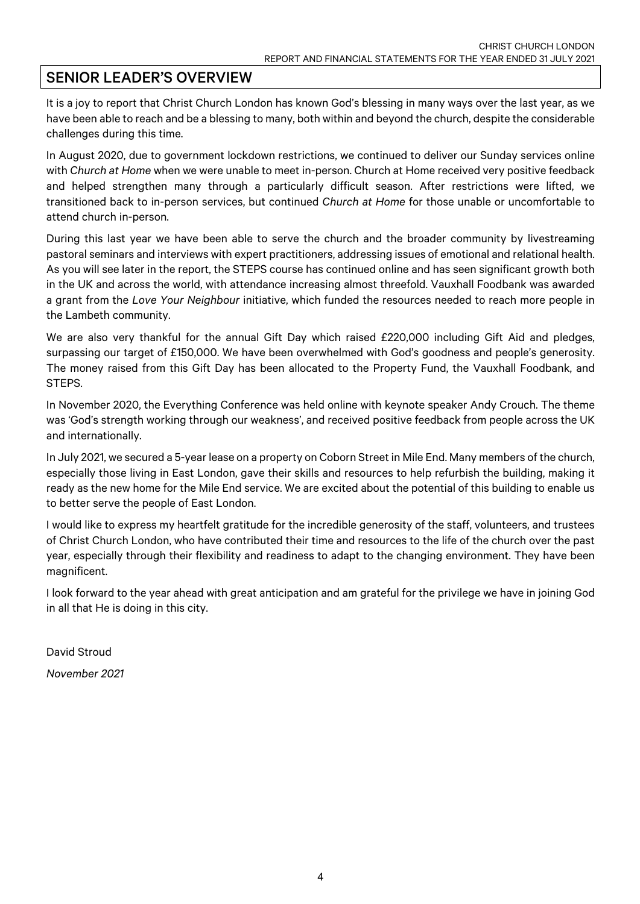## SENIOR LEADER'S OVERVIEW

It is a joy to report that Christ Church London has known God's blessing in many ways over the last year, as we have been able to reach and be a blessing to many, both within and beyond the church, despite the considerable challenges during this time.

In August 2020, due to government lockdown restrictions, we continued to deliver our Sunday services online with *Church at Home* when we were unable to meet in-person. Church at Home received very positive feedback and helped strengthen many through a particularly difficult season. After restrictions were lifted, we transitioned back to in-person services, but continued *Church at Home* for those unable or uncomfortable to attend church in-person.

During this last year we have been able to serve the church and the broader community by livestreaming pastoral seminars and interviews with expert practitioners, addressing issues of emotional and relational health. As you will see later in the report, the STEPS course has continued online and has seen significant growth both in the UK and across the world, with attendance increasing almost threefold. Vauxhall Foodbank was awarded a grant from the *Love Your Neighbour* initiative, which funded the resources needed to reach more people in the Lambeth community.

We are also very thankful for the annual Gift Day which raised £220,000 including Gift Aid and pledges, surpassing our target of £150,000. We have been overwhelmed with God's goodness and people's generosity. The money raised from this Gift Day has been allocated to the Property Fund, the Vauxhall Foodbank, and STEPS.

In November 2020, the Everything Conference was held online with keynote speaker Andy Crouch. The theme was 'God's strength working through our weakness', and received positive feedback from people across the UK and internationally.

In July 2021, we secured a 5-year lease on a property on Coborn Street in Mile End. Many members of the church, especially those living in East London, gave their skills and resources to help refurbish the building, making it ready as the new home for the Mile End service. We are excited about the potential of this building to enable us to better serve the people of East London.

I would like to express my heartfelt gratitude for the incredible generosity of the staff, volunteers, and trustees of Christ Church London, who have contributed their time and resources to the life of the church over the past year, especially through their flexibility and readiness to adapt to the changing environment. They have been magnificent.

I look forward to the year ahead with great anticipation and am grateful for the privilege we have in joining God in all that He is doing in this city.

David Stroud

*November 2021*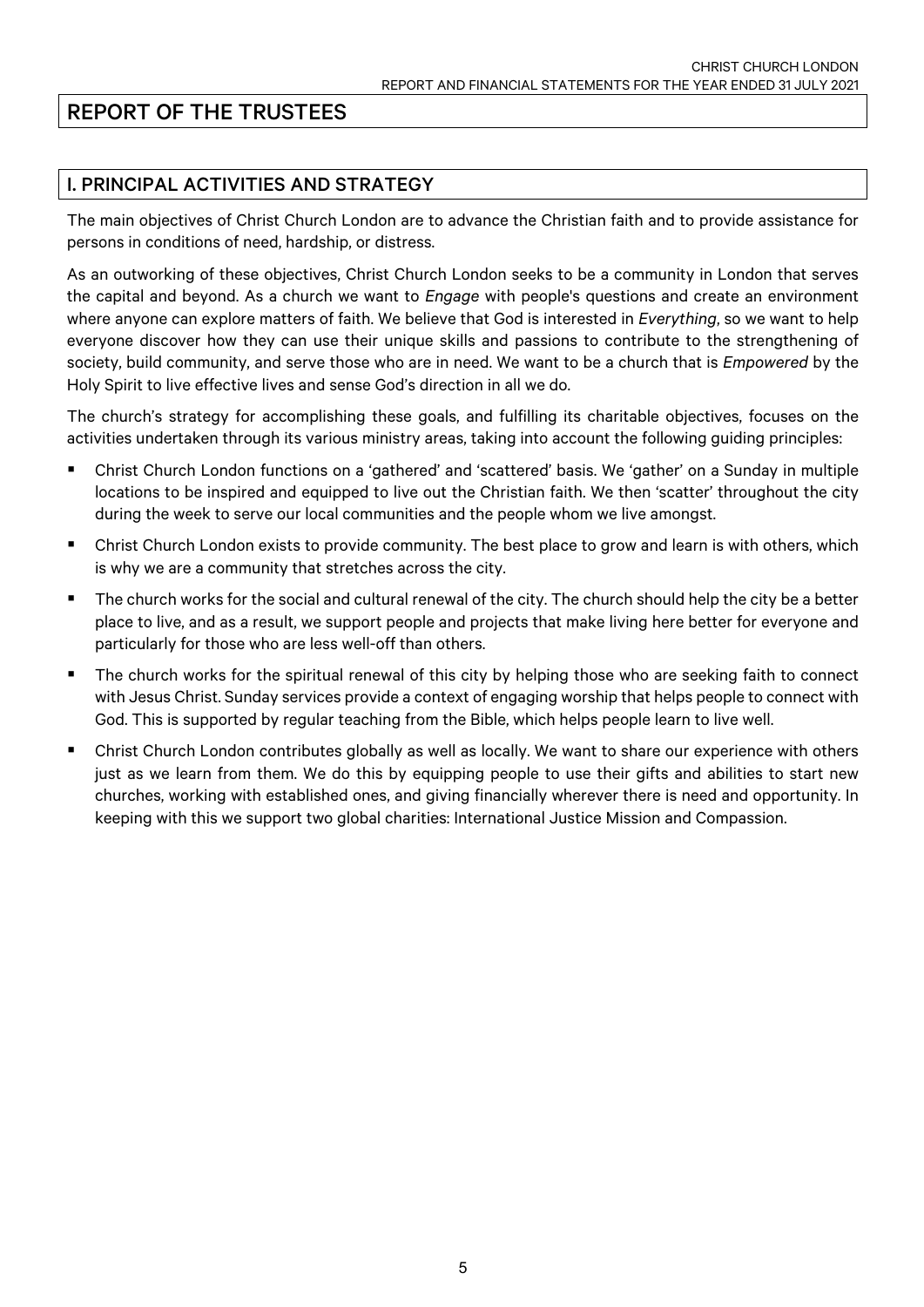# REPORT OF THE TRUSTEES

## I. PRINCIPAL ACTIVITIES AND STRATEGY

The main objectives of Christ Church London are to advance the Christian faith and to provide assistance for persons in conditions of need, hardship, or distress.

As an outworking of these objectives, Christ Church London seeks to be a community in London that serves the capital and beyond. As a church we want to *Engage* with people's questions and create an environment where anyone can explore matters of faith. We believe that God is interested in *Everything*, so we want to help everyone discover how they can use their unique skills and passions to contribute to the strengthening of society, build community, and serve those who are in need. We want to be a church that is *Empowered* by the Holy Spirit to live effective lives and sense God's direction in all we do.

The church's strategy for accomplishing these goals, and fulfilling its charitable objectives, focuses on the activities undertaken through its various ministry areas, taking into account the following guiding principles:

- Christ Church London functions on a 'gathered' and 'scattered' basis. We 'gather' on a Sunday in multiple locations to be inspired and equipped to live out the Christian faith. We then 'scatter' throughout the city during the week to serve our local communities and the people whom we live amongst.
- Christ Church London exists to provide community. The best place to grow and learn is with others, which is why we are a community that stretches across the city.
- The church works for the social and cultural renewal of the city. The church should help the city be a better place to live, and as a result, we support people and projects that make living here better for everyone and particularly for those who are less well-off than others.
- The church works for the spiritual renewal of this city by helping those who are seeking faith to connect with Jesus Christ. Sunday services provide a context of engaging worship that helps people to connect with God. This is supported by regular teaching from the Bible, which helps people learn to live well.
- Christ Church London contributes globally as well as locally. We want to share our experience with others just as we learn from them. We do this by equipping people to use their gifts and abilities to start new churches, working with established ones, and giving financially wherever there is need and opportunity. In keeping with this we support two global charities: International Justice Mission and Compassion.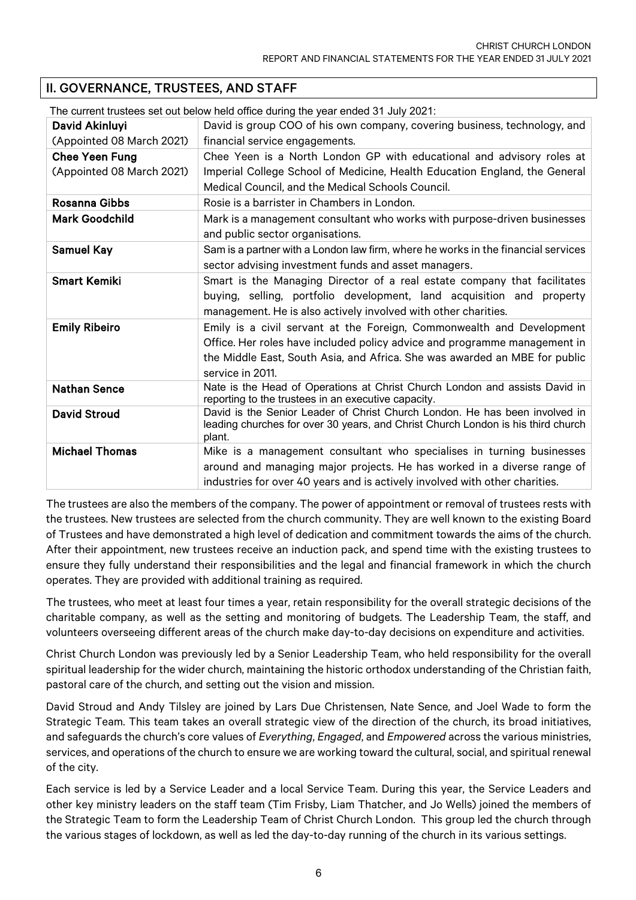## II. GOVERNANCE, TRUSTEES, AND STAFF

The current trustees set out below held office during the year ended 31 July 2021:

| | |
|---|---|
| **David Akinluyi** (Appointed 08 March 2021) | David is group COO of his own company, covering business, technology, and financial service engagements. |
| **Chee Yeen Fung** (Appointed 08 March 2021) | Chee Yeen is a North London GP with educational and advisory roles at Imperial College School of Medicine, Health Education England, the General Medical Council, and the Medical Schools Council. |
| **Rosanna Gibbs** | Rosie is a barrister in Chambers in London. |
| **Mark Goodchild** | Mark is a management consultant who works with purpose-driven businesses and public sector organisations. |
| **Samuel Kay** | Sam is a partner with a London law firm, where he works in the financial services sector advising investment funds and asset managers. |
| **Smart Kemiki** | Smart is the Managing Director of a real estate company that facilitates buying, selling, portfolio development, land acquisition and property management. He is also actively involved with other charities. |
| **Emily Ribeiro** | Emily is a civil servant at the Foreign, Commonwealth and Development Office. Her roles have included policy advice and programme management in the Middle East, South Asia, and Africa. She was awarded an MBE for public service in 2011. |
| **Nathan Sence** | Nate is the Head of Operations at Christ Church London and assists David in reporting to the trustees in an executive capacity. |
| **David Stroud** | David is the Senior Leader of Christ Church London. He has been involved in leading churches for over 30 years, and Christ Church London is his third church plant. |
| **Michael Thomas** | Mike is a management consultant who specialises in turning businesses around and managing major projects. He has worked in a diverse range of industries for over 40 years and is actively involved with other charities. |

The trustees are also the members of the company. The power of appointment or removal of trustees rests with the trustees. New trustees are selected from the church community. They are well known to the existing Board of Trustees and have demonstrated a high level of dedication and commitment towards the aims of the church. After their appointment, new trustees receive an induction pack, and spend time with the existing trustees to ensure they fully understand their responsibilities and the legal and financial framework in which the church operates. They are provided with additional training as required.

The trustees, who meet at least four times a year, retain responsibility for the overall strategic decisions of the charitable company, as well as the setting and monitoring of budgets. The Leadership Team, the staff, and volunteers overseeing different areas of the church make day-to-day decisions on expenditure and activities.

Christ Church London was previously led by a Senior Leadership Team, who held responsibility for the overall spiritual leadership for the wider church, maintaining the historic orthodox understanding of the Christian faith, pastoral care of the church, and setting out the vision and mission.

David Stroud and Andy Tilsley are joined by Lars Due Christensen, Nate Sence, and Joel Wade to form the Strategic Team. This team takes an overall strategic view of the direction of the church, its broad initiatives, and safeguards the church's core values of *Everything*, *Engaged*, and *Empowered* across the various ministries, services, and operations of the church to ensure we are working toward the cultural, social, and spiritual renewal of the city.

Each service is led by a Service Leader and a local Service Team. During this year, the Service Leaders and other key ministry leaders on the staff team (Tim Frisby, Liam Thatcher, and Jo Wells) joined the members of the Strategic Team to form the Leadership Team of Christ Church London. This group led the church through the various stages of lockdown, as well as led the day-to-day running of the church in its various settings.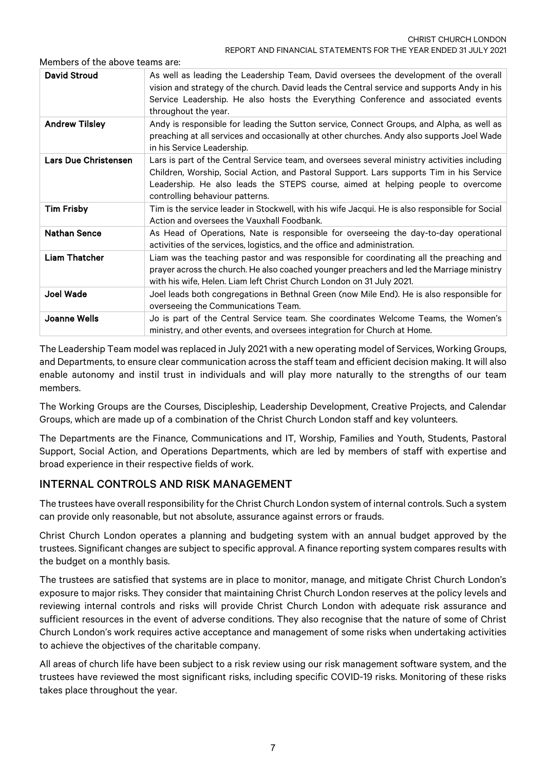Members of the above teams are:

| **David Stroud** | As well as leading the Leadership Team, David oversees the development of the overall vision and strategy of the church. David leads the Central service and supports Andy in his Service Leadership. He also hosts the Everything Conference and associated events throughout the year. |
|---|---|
| **Andrew Tilsley** | Andy is responsible for leading the Sutton service, Connect Groups, and Alpha, as well as preaching at all services and occasionally at other churches. Andy also supports Joel Wade in his Service Leadership. |
| **Lars Due Christensen** | Lars is part of the Central Service team, and oversees several ministry activities including Children, Worship, Social Action, and Pastoral Support. Lars supports Tim in his Service Leadership. He also leads the STEPS course, aimed at helping people to overcome controlling behaviour patterns. |
| **Tim Frisby** | Tim is the service leader in Stockwell, with his wife Jacqui. He is also responsible for Social Action and oversees the Vauxhall Foodbank. |
| **Nathan Sence** | As Head of Operations, Nate is responsible for overseeing the day-to-day operational activities of the services, logistics, and the office and administration. |
| **Liam Thatcher** | Liam was the teaching pastor and was responsible for coordinating all the preaching and prayer across the church. He also coached younger preachers and led the Marriage ministry with his wife, Helen. Liam left Christ Church London on 31 July 2021. |
| **Joel Wade** | Joel leads both congregations in Bethnal Green (now Mile End). He is also responsible for overseeing the Communications Team. |
| **Joanne Wells** | Jo is part of the Central Service team. She coordinates Welcome Teams, the Women's ministry, and other events, and oversees integration for Church at Home. |

The Leadership Team model was replaced in July 2021 with a new operating model of Services, Working Groups, and Departments, to ensure clear communication across the staff team and efficient decision making. It will also enable autonomy and instil trust in individuals and will play more naturally to the strengths of our team members.

The Working Groups are the Courses, Discipleship, Leadership Development, Creative Projects, and Calendar Groups, which are made up of a combination of the Christ Church London staff and key volunteers.

The Departments are the Finance, Communications and IT, Worship, Families and Youth, Students, Pastoral Support, Social Action, and Operations Departments, which are led by members of staff with expertise and broad experience in their respective fields of work.

## INTERNAL CONTROLS AND RISK MANAGEMENT

The trustees have overall responsibility for the Christ Church London system of internal controls. Such a system can provide only reasonable, but not absolute, assurance against errors or frauds.

Christ Church London operates a planning and budgeting system with an annual budget approved by the trustees. Significant changes are subject to specific approval. A finance reporting system compares results with the budget on a monthly basis.

The trustees are satisfied that systems are in place to monitor, manage, and mitigate Christ Church London's exposure to major risks. They consider that maintaining Christ Church London reserves at the policy levels and reviewing internal controls and risks will provide Christ Church London with adequate risk assurance and sufficient resources in the event of adverse conditions. They also recognise that the nature of some of Christ Church London's work requires active acceptance and management of some risks when undertaking activities to achieve the objectives of the charitable company.

All areas of church life have been subject to a risk review using our risk management software system, and the trustees have reviewed the most significant risks, including specific COVID-19 risks. Monitoring of these risks takes place throughout the year.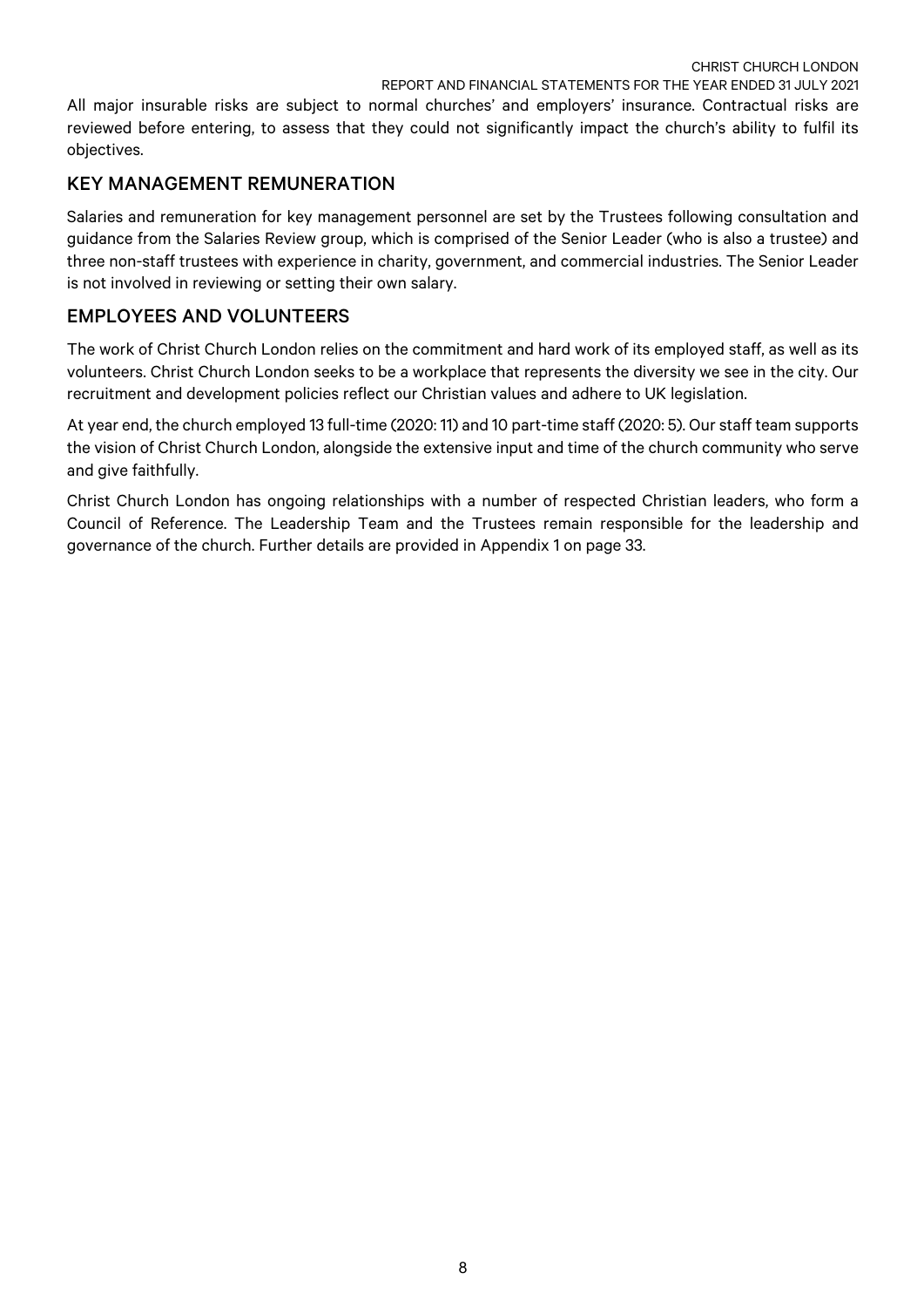All major insurable risks are subject to normal churches' and employers' insurance. Contractual risks are reviewed before entering, to assess that they could not significantly impact the church's ability to fulfil its objectives.

## KEY MANAGEMENT REMUNERATION

Salaries and remuneration for key management personnel are set by the Trustees following consultation and guidance from the Salaries Review group, which is comprised of the Senior Leader (who is also a trustee) and three non-staff trustees with experience in charity, government, and commercial industries. The Senior Leader is not involved in reviewing or setting their own salary.

## EMPLOYEES AND VOLUNTEERS

The work of Christ Church London relies on the commitment and hard work of its employed staff, as well as its volunteers. Christ Church London seeks to be a workplace that represents the diversity we see in the city. Our recruitment and development policies reflect our Christian values and adhere to UK legislation.

At year end, the church employed 13 full-time (2020: 11) and 10 part-time staff (2020: 5). Our staff team supports the vision of Christ Church London, alongside the extensive input and time of the church community who serve and give faithfully.

Christ Church London has ongoing relationships with a number of respected Christian leaders, who form a Council of Reference. The Leadership Team and the Trustees remain responsible for the leadership and governance of the church. Further details are provided in Appendix 1 on page 33.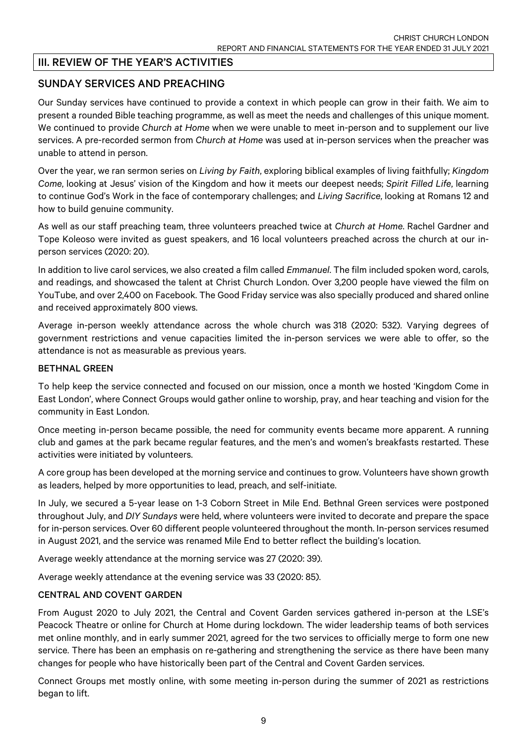## III. REVIEW OF THE YEAR'S ACTIVITIES

## SUNDAY SERVICES AND PREACHING

Our Sunday services have continued to provide a context in which people can grow in their faith. We aim to present a rounded Bible teaching programme, as well as meet the needs and challenges of this unique moment. We continued to provide *Church at Home* when we were unable to meet in-person and to supplement our live services. A pre-recorded sermon from *Church at Home* was used at in-person services when the preacher was unable to attend in person.

Over the year, we ran sermon series on *Living by Faith*, exploring biblical examples of living faithfully; *Kingdom Come*, looking at Jesus' vision of the Kingdom and how it meets our deepest needs; *Spirit Filled Life*, learning to continue God's Work in the face of contemporary challenges; and *Living Sacrifice*, looking at Romans 12 and how to build genuine community.

As well as our staff preaching team, three volunteers preached twice at *Church at Home*. Rachel Gardner and Tope Koleoso were invited as guest speakers, and 16 local volunteers preached across the church at our in-person services (2020: 20).

In addition to live carol services, we also created a film called *Emmanuel*. The film included spoken word, carols, and readings, and showcased the talent at Christ Church London. Over 3,200 people have viewed the film on YouTube, and over 2,400 on Facebook. The Good Friday service was also specially produced and shared online and received approximately 800 views.

Average in-person weekly attendance across the whole church was 318 (2020: 532). Varying degrees of government restrictions and venue capacities limited the in-person services we were able to offer, so the attendance is not as measurable as previous years.

### BETHNAL GREEN

To help keep the service connected and focused on our mission, once a month we hosted 'Kingdom Come in East London', where Connect Groups would gather online to worship, pray, and hear teaching and vision for the community in East London.

Once meeting in-person became possible, the need for community events became more apparent. A running club and games at the park became regular features, and the men's and women's breakfasts restarted. These activities were initiated by volunteers.

A core group has been developed at the morning service and continues to grow. Volunteers have shown growth as leaders, helped by more opportunities to lead, preach, and self-initiate.

In July, we secured a 5-year lease on 1-3 Coborn Street in Mile End. Bethnal Green services were postponed throughout July, and *DIY Sundays* were held, where volunteers were invited to decorate and prepare the space for in-person services. Over 60 different people volunteered throughout the month. In-person services resumed in August 2021, and the service was renamed Mile End to better reflect the building's location.

Average weekly attendance at the morning service was 27 (2020: 39).

Average weekly attendance at the evening service was 33 (2020: 85).

### CENTRAL AND COVENT GARDEN

From August 2020 to July 2021, the Central and Covent Garden services gathered in-person at the LSE's Peacock Theatre or online for Church at Home during lockdown. The wider leadership teams of both services met online monthly, and in early summer 2021, agreed for the two services to officially merge to form one new service. There has been an emphasis on re-gathering and strengthening the service as there have been many changes for people who have historically been part of the Central and Covent Garden services.

Connect Groups met mostly online, with some meeting in-person during the summer of 2021 as restrictions began to lift.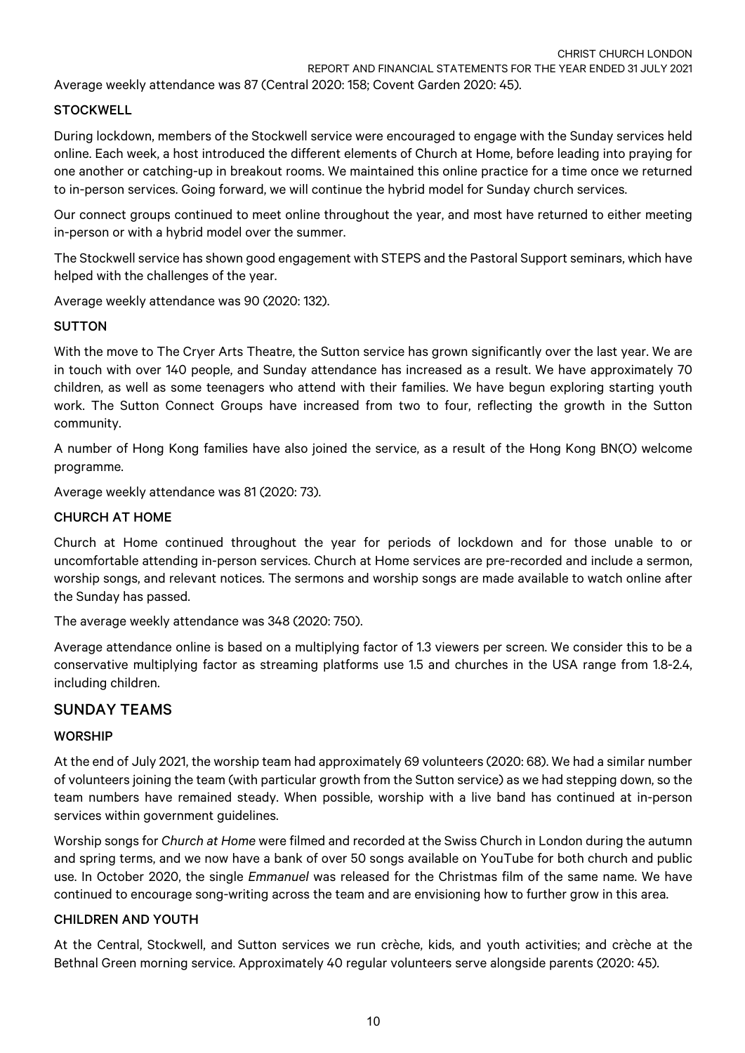Average weekly attendance was 87 (Central 2020: 158; Covent Garden 2020: 45).

### STOCKWELL

During lockdown, members of the Stockwell service were encouraged to engage with the Sunday services held online. Each week, a host introduced the different elements of Church at Home, before leading into praying for one another or catching-up in breakout rooms. We maintained this online practice for a time once we returned to in-person services. Going forward, we will continue the hybrid model for Sunday church services.

Our connect groups continued to meet online throughout the year, and most have returned to either meeting in-person or with a hybrid model over the summer.

The Stockwell service has shown good engagement with STEPS and the Pastoral Support seminars, which have helped with the challenges of the year.

Average weekly attendance was 90 (2020: 132).

### SUTTON

With the move to The Cryer Arts Theatre, the Sutton service has grown significantly over the last year. We are in touch with over 140 people, and Sunday attendance has increased as a result. We have approximately 70 children, as well as some teenagers who attend with their families. We have begun exploring starting youth work. The Sutton Connect Groups have increased from two to four, reflecting the growth in the Sutton community.

A number of Hong Kong families have also joined the service, as a result of the Hong Kong BN(O) welcome programme.

Average weekly attendance was 81 (2020: 73).

### CHURCH AT HOME

Church at Home continued throughout the year for periods of lockdown and for those unable to or uncomfortable attending in-person services. Church at Home services are pre-recorded and include a sermon, worship songs, and relevant notices. The sermons and worship songs are made available to watch online after the Sunday has passed.

The average weekly attendance was 348 (2020: 750).

Average attendance online is based on a multiplying factor of 1.3 viewers per screen. We consider this to be a conservative multiplying factor as streaming platforms use 1.5 and churches in the USA range from 1.8-2.4, including children.

## SUNDAY TEAMS

### WORSHIP

At the end of July 2021, the worship team had approximately 69 volunteers (2020: 68). We had a similar number of volunteers joining the team (with particular growth from the Sutton service) as we had stepping down, so the team numbers have remained steady. When possible, worship with a live band has continued at in-person services within government guidelines.

Worship songs for *Church at Home* were filmed and recorded at the Swiss Church in London during the autumn and spring terms, and we now have a bank of over 50 songs available on YouTube for both church and public use. In October 2020, the single *Emmanuel* was released for the Christmas film of the same name. We have continued to encourage song-writing across the team and are envisioning how to further grow in this area.

### CHILDREN AND YOUTH

At the Central, Stockwell, and Sutton services we run crèche, kids, and youth activities; and crèche at the Bethnal Green morning service. Approximately 40 regular volunteers serve alongside parents (2020: 45).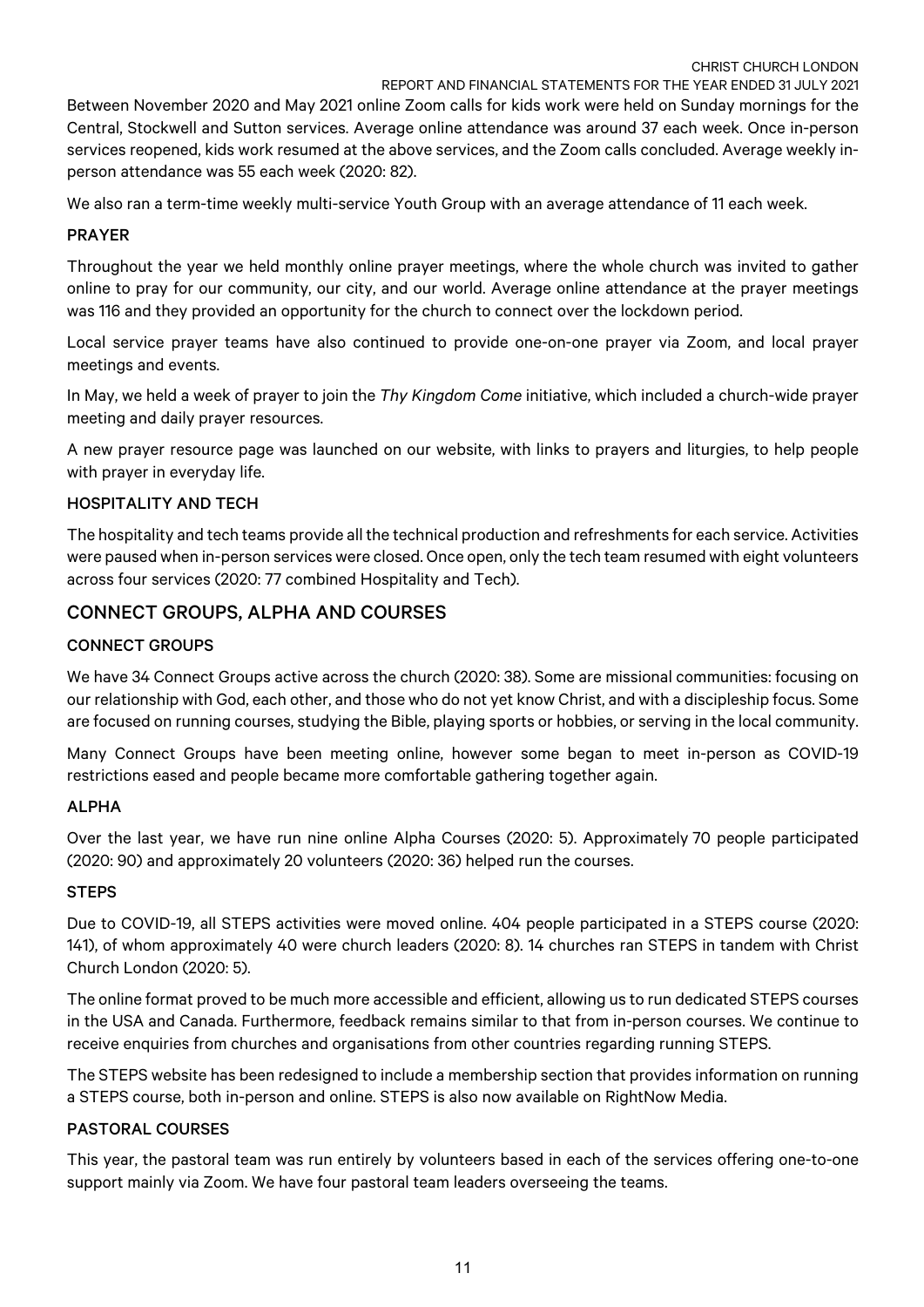Between November 2020 and May 2021 online Zoom calls for kids work were held on Sunday mornings for the Central, Stockwell and Sutton services. Average online attendance was around 37 each week. Once in-person services reopened, kids work resumed at the above services, and the Zoom calls concluded. Average weekly in-person attendance was 55 each week (2020: 82).

We also ran a term-time weekly multi-service Youth Group with an average attendance of 11 each week.

### PRAYER

Throughout the year we held monthly online prayer meetings, where the whole church was invited to gather online to pray for our community, our city, and our world. Average online attendance at the prayer meetings was 116 and they provided an opportunity for the church to connect over the lockdown period.

Local service prayer teams have also continued to provide one-on-one prayer via Zoom, and local prayer meetings and events.

In May, we held a week of prayer to join the *Thy Kingdom Come* initiative, which included a church-wide prayer meeting and daily prayer resources.

A new prayer resource page was launched on our website, with links to prayers and liturgies, to help people with prayer in everyday life.

### HOSPITALITY AND TECH

The hospitality and tech teams provide all the technical production and refreshments for each service. Activities were paused when in-person services were closed. Once open, only the tech team resumed with eight volunteers across four services (2020: 77 combined Hospitality and Tech).

## CONNECT GROUPS, ALPHA AND COURSES

### CONNECT GROUPS

We have 34 Connect Groups active across the church (2020: 38). Some are missional communities: focusing on our relationship with God, each other, and those who do not yet know Christ, and with a discipleship focus. Some are focused on running courses, studying the Bible, playing sports or hobbies, or serving in the local community.

Many Connect Groups have been meeting online, however some began to meet in-person as COVID-19 restrictions eased and people became more comfortable gathering together again.

### ALPHA

Over the last year, we have run nine online Alpha Courses (2020: 5). Approximately 70 people participated (2020: 90) and approximately 20 volunteers (2020: 36) helped run the courses.

### STEPS

Due to COVID-19, all STEPS activities were moved online. 404 people participated in a STEPS course (2020: 141), of whom approximately 40 were church leaders (2020: 8). 14 churches ran STEPS in tandem with Christ Church London (2020: 5).

The online format proved to be much more accessible and efficient, allowing us to run dedicated STEPS courses in the USA and Canada. Furthermore, feedback remains similar to that from in-person courses. We continue to receive enquiries from churches and organisations from other countries regarding running STEPS.

The STEPS website has been redesigned to include a membership section that provides information on running a STEPS course, both in-person and online. STEPS is also now available on RightNow Media.

### PASTORAL COURSES

This year, the pastoral team was run entirely by volunteers based in each of the services offering one-to-one support mainly via Zoom. We have four pastoral team leaders overseeing the teams.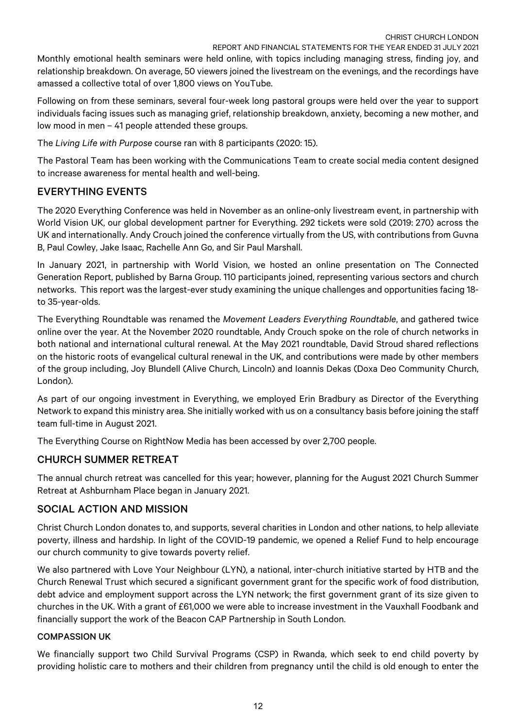Monthly emotional health seminars were held online, with topics including managing stress, finding joy, and relationship breakdown. On average, 50 viewers joined the livestream on the evenings, and the recordings have amassed a collective total of over 1,800 views on YouTube.

Following on from these seminars, several four-week long pastoral groups were held over the year to support individuals facing issues such as managing grief, relationship breakdown, anxiety, becoming a new mother, and low mood in men – 41 people attended these groups.

The *Living Life with Purpose* course ran with 8 participants (2020: 15).

The Pastoral Team has been working with the Communications Team to create social media content designed to increase awareness for mental health and well-being.

## EVERYTHING EVENTS

The 2020 Everything Conference was held in November as an online-only livestream event, in partnership with World Vision UK, our global development partner for Everything. 292 tickets were sold (2019: 270) across the UK and internationally. Andy Crouch joined the conference virtually from the US, with contributions from Guvna B, Paul Cowley, Jake Isaac, Rachelle Ann Go, and Sir Paul Marshall.

In January 2021, in partnership with World Vision, we hosted an online presentation on The Connected Generation Report, published by Barna Group. 110 participants joined, representing various sectors and church networks. This report was the largest-ever study examining the unique challenges and opportunities facing 18- to 35-year-olds.

The Everything Roundtable was renamed the *Movement Leaders Everything Roundtable*, and gathered twice online over the year. At the November 2020 roundtable, Andy Crouch spoke on the role of church networks in both national and international cultural renewal. At the May 2021 roundtable, David Stroud shared reflections on the historic roots of evangelical cultural renewal in the UK, and contributions were made by other members of the group including, Joy Blundell (Alive Church, Lincoln) and Ioannis Dekas (Doxa Deo Community Church, London).

As part of our ongoing investment in Everything, we employed Erin Bradbury as Director of the Everything Network to expand this ministry area. She initially worked with us on a consultancy basis before joining the staff team full-time in August 2021.

The Everything Course on RightNow Media has been accessed by over 2,700 people.

## CHURCH SUMMER RETREAT

The annual church retreat was cancelled for this year; however, planning for the August 2021 Church Summer Retreat at Ashburnham Place began in January 2021.

## SOCIAL ACTION AND MISSION

Christ Church London donates to, and supports, several charities in London and other nations, to help alleviate poverty, illness and hardship. In light of the COVID-19 pandemic, we opened a Relief Fund to help encourage our church community to give towards poverty relief.

We also partnered with Love Your Neighbour (LYN), a national, inter-church initiative started by HTB and the Church Renewal Trust which secured a significant government grant for the specific work of food distribution, debt advice and employment support across the LYN network; the first government grant of its size given to churches in the UK. With a grant of £61,000 we were able to increase investment in the Vauxhall Foodbank and financially support the work of the Beacon CAP Partnership in South London.

### COMPASSION UK

We financially support two Child Survival Programs (CSP) in Rwanda, which seek to end child poverty by providing holistic care to mothers and their children from pregnancy until the child is old enough to enter the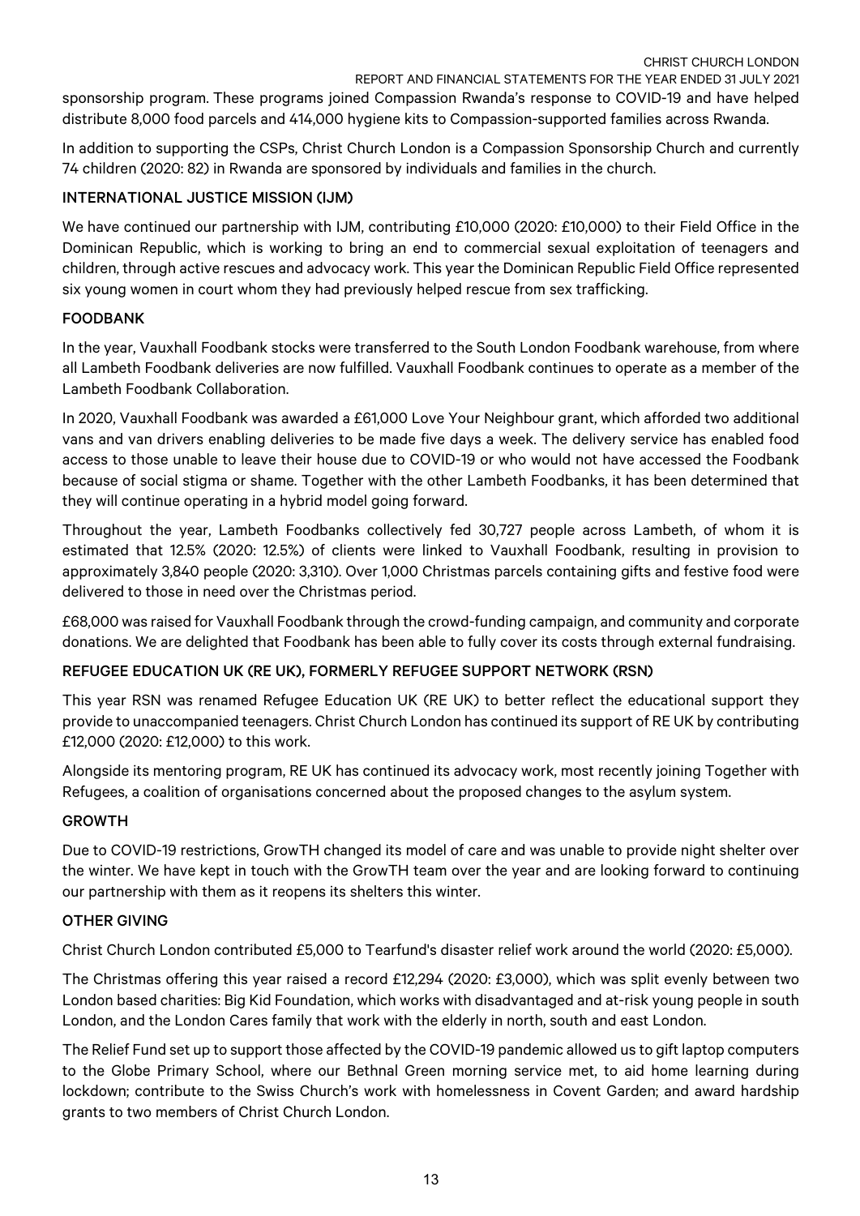sponsorship program. These programs joined Compassion Rwanda's response to COVID-19 and have helped distribute 8,000 food parcels and 414,000 hygiene kits to Compassion-supported families across Rwanda.

In addition to supporting the CSPs, Christ Church London is a Compassion Sponsorship Church and currently 74 children (2020: 82) in Rwanda are sponsored by individuals and families in the church.

### INTERNATIONAL JUSTICE MISSION (IJM)

We have continued our partnership with IJM, contributing £10,000 (2020: £10,000) to their Field Office in the Dominican Republic, which is working to bring an end to commercial sexual exploitation of teenagers and children, through active rescues and advocacy work. This year the Dominican Republic Field Office represented six young women in court whom they had previously helped rescue from sex trafficking.

### FOODBANK

In the year, Vauxhall Foodbank stocks were transferred to the South London Foodbank warehouse, from where all Lambeth Foodbank deliveries are now fulfilled. Vauxhall Foodbank continues to operate as a member of the Lambeth Foodbank Collaboration.

In 2020, Vauxhall Foodbank was awarded a £61,000 Love Your Neighbour grant, which afforded two additional vans and van drivers enabling deliveries to be made five days a week. The delivery service has enabled food access to those unable to leave their house due to COVID-19 or who would not have accessed the Foodbank because of social stigma or shame. Together with the other Lambeth Foodbanks, it has been determined that they will continue operating in a hybrid model going forward.

Throughout the year, Lambeth Foodbanks collectively fed 30,727 people across Lambeth, of whom it is estimated that 12.5% (2020: 12.5%) of clients were linked to Vauxhall Foodbank, resulting in provision to approximately 3,840 people (2020: 3,310). Over 1,000 Christmas parcels containing gifts and festive food were delivered to those in need over the Christmas period.

£68,000 was raised for Vauxhall Foodbank through the crowd-funding campaign, and community and corporate donations. We are delighted that Foodbank has been able to fully cover its costs through external fundraising.

### REFUGEE EDUCATION UK (RE UK), FORMERLY REFUGEE SUPPORT NETWORK (RSN)

This year RSN was renamed Refugee Education UK (RE UK) to better reflect the educational support they provide to unaccompanied teenagers. Christ Church London has continued its support of RE UK by contributing £12,000 (2020: £12,000) to this work.

Alongside its mentoring program, RE UK has continued its advocacy work, most recently joining Together with Refugees, a coalition of organisations concerned about the proposed changes to the asylum system.

### GROWTH

Due to COVID-19 restrictions, GrowTH changed its model of care and was unable to provide night shelter over the winter. We have kept in touch with the GrowTH team over the year and are looking forward to continuing our partnership with them as it reopens its shelters this winter.

### OTHER GIVING

Christ Church London contributed £5,000 to Tearfund's disaster relief work around the world (2020: £5,000).

The Christmas offering this year raised a record £12,294 (2020: £3,000), which was split evenly between two London based charities: Big Kid Foundation, which works with disadvantaged and at-risk young people in south London, and the London Cares family that work with the elderly in north, south and east London.

The Relief Fund set up to support those affected by the COVID-19 pandemic allowed us to gift laptop computers to the Globe Primary School, where our Bethnal Green morning service met, to aid home learning during lockdown; contribute to the Swiss Church's work with homelessness in Covent Garden; and award hardship grants to two members of Christ Church London.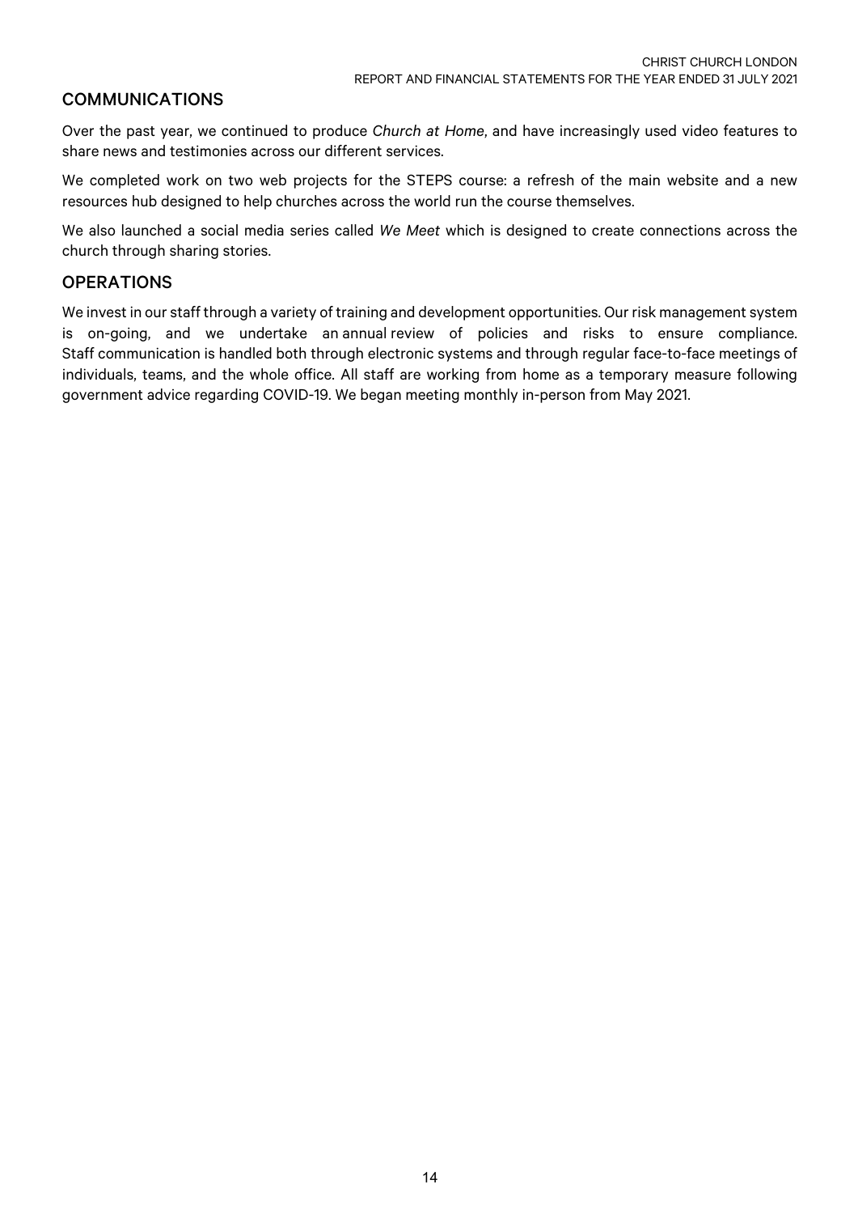## COMMUNICATIONS

Over the past year, we continued to produce *Church at Home*, and have increasingly used video features to share news and testimonies across our different services.

We completed work on two web projects for the STEPS course: a refresh of the main website and a new resources hub designed to help churches across the world run the course themselves.

We also launched a social media series called *We Meet* which is designed to create connections across the church through sharing stories.

## OPERATIONS

We invest in our staff through a variety of training and development opportunities. Our risk management system is on-going, and we undertake an annual review of policies and risks to ensure compliance. Staff communication is handled both through electronic systems and through regular face-to-face meetings of individuals, teams, and the whole office. All staff are working from home as a temporary measure following government advice regarding COVID-19. We began meeting monthly in-person from May 2021.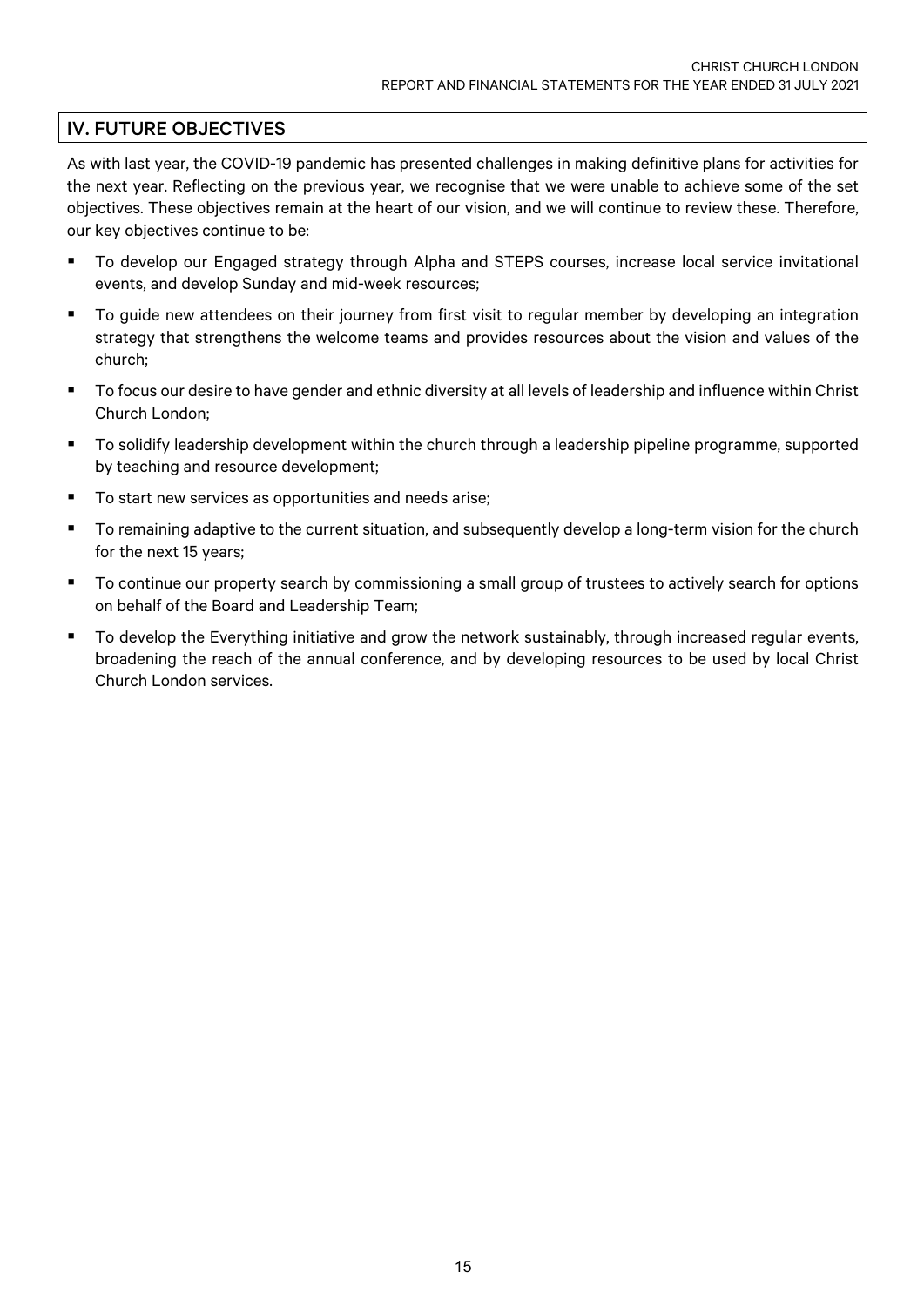## IV. FUTURE OBJECTIVES

As with last year, the COVID-19 pandemic has presented challenges in making definitive plans for activities for the next year. Reflecting on the previous year, we recognise that we were unable to achieve some of the set objectives. These objectives remain at the heart of our vision, and we will continue to review these. Therefore, our key objectives continue to be:

- To develop our Engaged strategy through Alpha and STEPS courses, increase local service invitational events, and develop Sunday and mid-week resources;
- To guide new attendees on their journey from first visit to regular member by developing an integration strategy that strengthens the welcome teams and provides resources about the vision and values of the church;
- To focus our desire to have gender and ethnic diversity at all levels of leadership and influence within Christ Church London;
- To solidify leadership development within the church through a leadership pipeline programme, supported by teaching and resource development;
- To start new services as opportunities and needs arise;
- To remaining adaptive to the current situation, and subsequently develop a long-term vision for the church for the next 15 years;
- To continue our property search by commissioning a small group of trustees to actively search for options on behalf of the Board and Leadership Team;
- To develop the Everything initiative and grow the network sustainably, through increased regular events, broadening the reach of the annual conference, and by developing resources to be used by local Christ Church London services.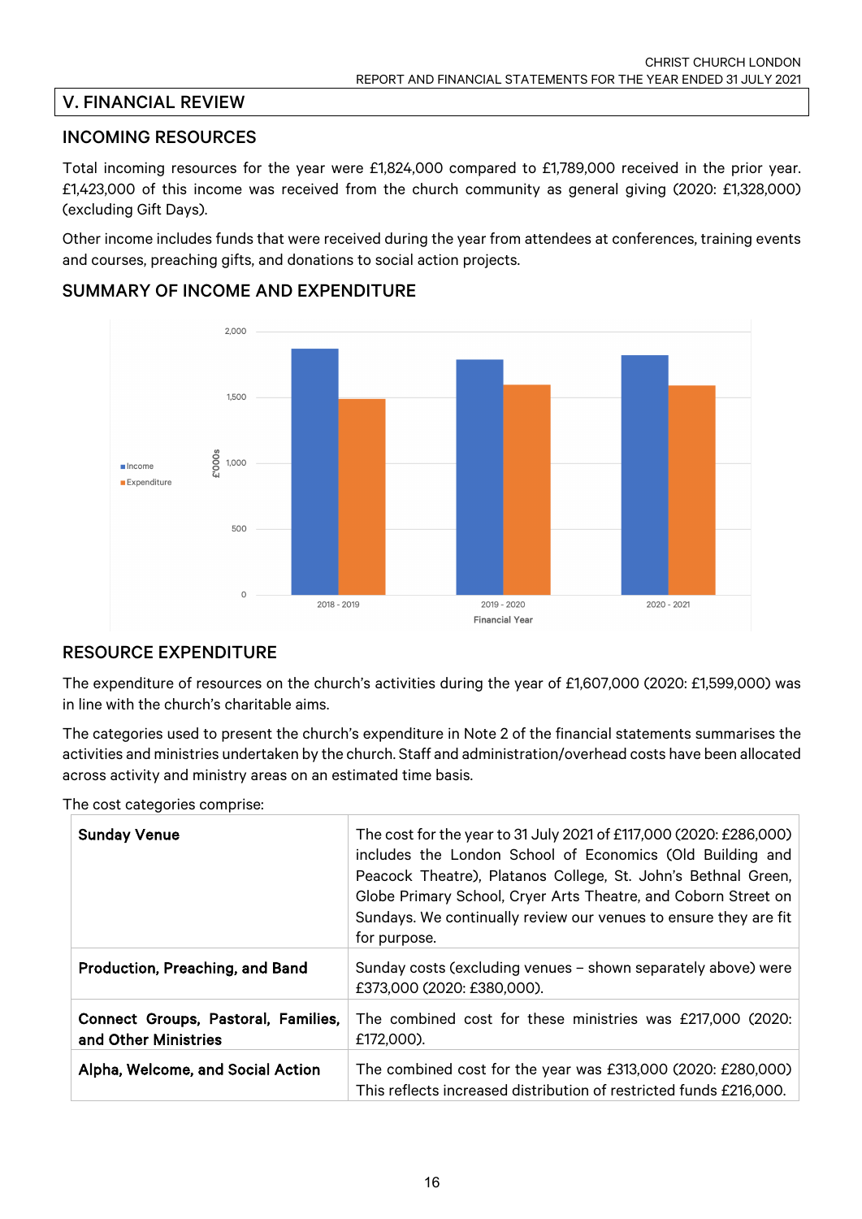## V. FINANCIAL REVIEW

### INCOMING RESOURCES

Total incoming resources for the year were £1,824,000 compared to £1,789,000 received in the prior year. £1,423,000 of this income was received from the church community as general giving (2020: £1,328,000) (excluding Gift Days).

Other income includes funds that were received during the year from attendees at conferences, training events and courses, preaching gifts, and donations to social action projects.

### SUMMARY OF INCOME AND EXPENDITURE

### RESOURCE EXPENDITURE

The expenditure of resources on the church's activities during the year of £1,607,000 (2020: £1,599,000) was in line with the church's charitable aims.

The categories used to present the church's expenditure in Note 2 of the financial statements summarises the activities and ministries undertaken by the church. Staff and administration/overhead costs have been allocated across activity and ministry areas on an estimated time basis.

The cost categories comprise:

| | |
|---|---|
| **Sunday Venue** | The cost for the year to 31 July 2021 of £117,000 (2020: £286,000) includes the London School of Economics (Old Building and Peacock Theatre), Platanos College, St. John's Bethnal Green, Globe Primary School, Cryer Arts Theatre, and Coborn Street on Sundays. We continually review our venues to ensure they are fit for purpose. |
| **Production, Preaching, and Band** | Sunday costs (excluding venues – shown separately above) were £373,000 (2020: £380,000). |
| **Connect Groups, Pastoral, Families, and Other Ministries** | The combined cost for these ministries was £217,000 (2020: £172,000). |
| **Alpha, Welcome, and Social Action** | The combined cost for the year was £313,000 (2020: £280,000) This reflects increased distribution of restricted funds £216,000. |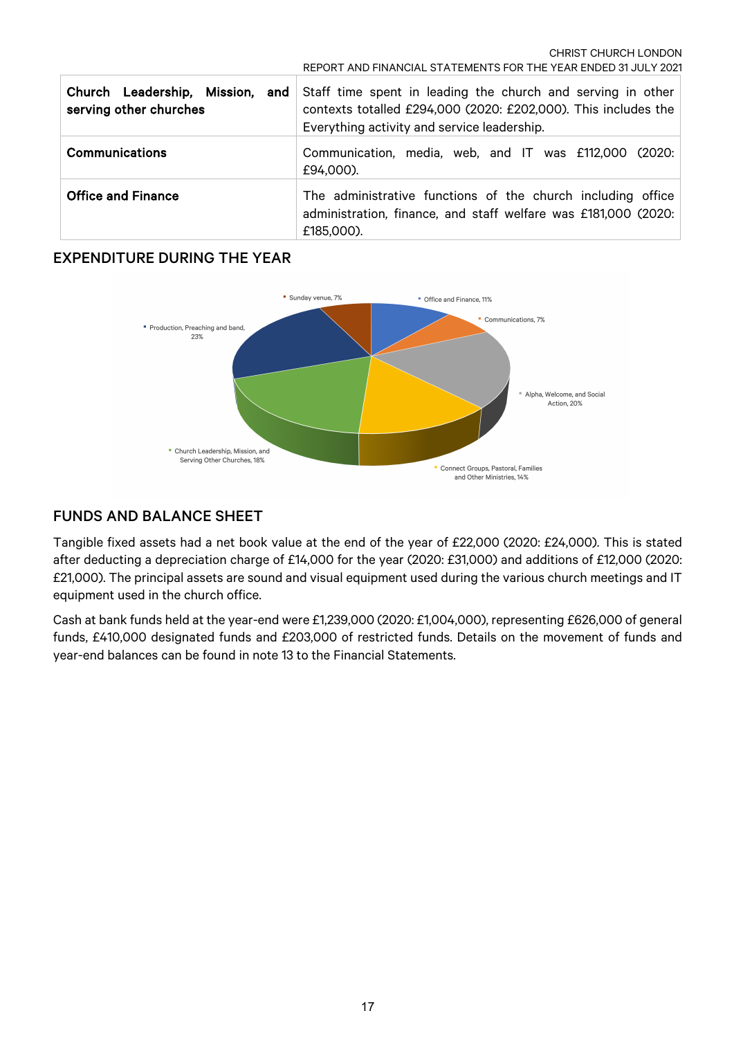| Church Leadership, Mission, and serving other churches | Staff time spent in leading the church and serving in other contexts totalled £294,000 (2020: £202,000). This includes the Everything activity and service leadership. |
|---|---|
| **Communications** | Communication, media, web, and IT was £112,000 (2020: £94,000). |
| **Office and Finance** | The administrative functions of the church including office administration, finance, and staff welfare was £181,000 (2020: £185,000). |

## EXPENDITURE DURING THE YEAR

- Sunday venue, 7%
- Office and Finance, 11%
- Communications, 7%
- Alpha, Welcome, and Social Action, 20%
- Connect Groups, Pastoral, Families and Other Ministries, 14%
- Church Leadership, Mission, and Serving Other Churches, 18%
- Production, Preaching and band, 23%

## FUNDS AND BALANCE SHEET

Tangible fixed assets had a net book value at the end of the year of £22,000 (2020: £24,000). This is stated after deducting a depreciation charge of £14,000 for the year (2020: £31,000) and additions of £12,000 (2020: £21,000). The principal assets are sound and visual equipment used during the various church meetings and IT equipment used in the church office.

Cash at bank funds held at the year-end were £1,239,000 (2020: £1,004,000), representing £626,000 of general funds, £410,000 designated funds and £203,000 of restricted funds. Details on the movement of funds and year-end balances can be found in note 13 to the Financial Statements.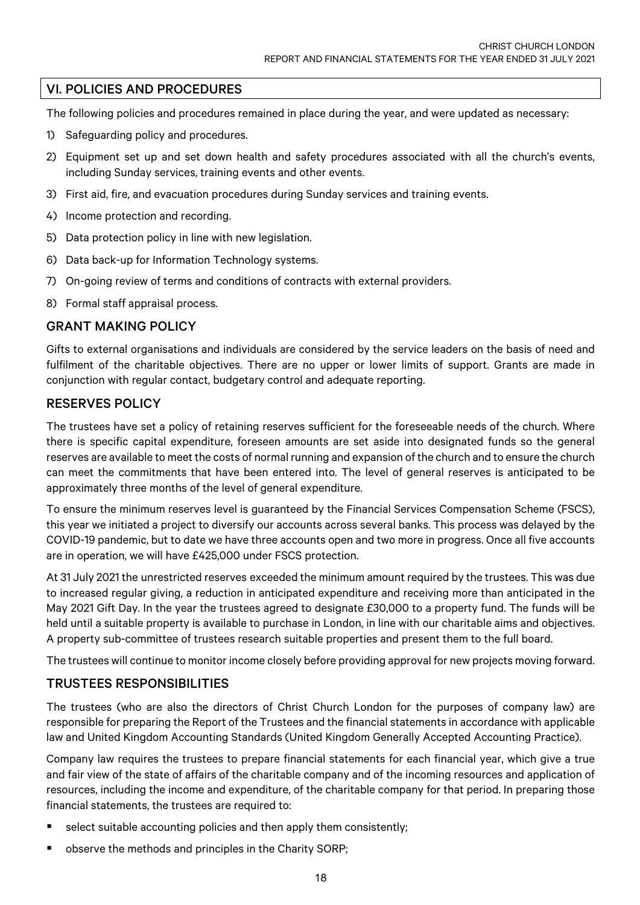## VI. POLICIES AND PROCEDURES

The following policies and procedures remained in place during the year, and were updated as necessary:

1) Safeguarding policy and procedures.
2) Equipment set up and set down health and safety procedures associated with all the church's events, including Sunday services, training events and other events.
3) First aid, fire, and evacuation procedures during Sunday services and training events.
4) Income protection and recording.
5) Data protection policy in line with new legislation.
6) Data back-up for Information Technology systems.
7) On-going review of terms and conditions of contracts with external providers.
8) Formal staff appraisal process.

## GRANT MAKING POLICY

Gifts to external organisations and individuals are considered by the service leaders on the basis of need and fulfilment of the charitable objectives. There are no upper or lower limits of support. Grants are made in conjunction with regular contact, budgetary control and adequate reporting.

## RESERVES POLICY

The trustees have set a policy of retaining reserves sufficient for the foreseeable needs of the church. Where there is specific capital expenditure, foreseen amounts are set aside into designated funds so the general reserves are available to meet the costs of normal running and expansion of the church and to ensure the church can meet the commitments that have been entered into. The level of general reserves is anticipated to be approximately three months of the level of general expenditure.

To ensure the minimum reserves level is guaranteed by the Financial Services Compensation Scheme (FSCS), this year we initiated a project to diversify our accounts across several banks. This process was delayed by the COVID-19 pandemic, but to date we have three accounts open and two more in progress. Once all five accounts are in operation, we will have £425,000 under FSCS protection.

At 31 July 2021 the unrestricted reserves exceeded the minimum amount required by the trustees. This was due to increased regular giving, a reduction in anticipated expenditure and receiving more than anticipated in the May 2021 Gift Day. In the year the trustees agreed to designate £30,000 to a property fund. The funds will be held until a suitable property is available to purchase in London, in line with our charitable aims and objectives. A property sub-committee of trustees research suitable properties and present them to the full board.

The trustees will continue to monitor income closely before providing approval for new projects moving forward.

## TRUSTEES RESPONSIBILITIES

The trustees (who are also the directors of Christ Church London for the purposes of company law) are responsible for preparing the Report of the Trustees and the financial statements in accordance with applicable law and United Kingdom Accounting Standards (United Kingdom Generally Accepted Accounting Practice).

Company law requires the trustees to prepare financial statements for each financial year, which give a true and fair view of the state of affairs of the charitable company and of the incoming resources and application of resources, including the income and expenditure, of the charitable company for that period. In preparing those financial statements, the trustees are required to:

- select suitable accounting policies and then apply them consistently;
- observe the methods and principles in the Charity SORP;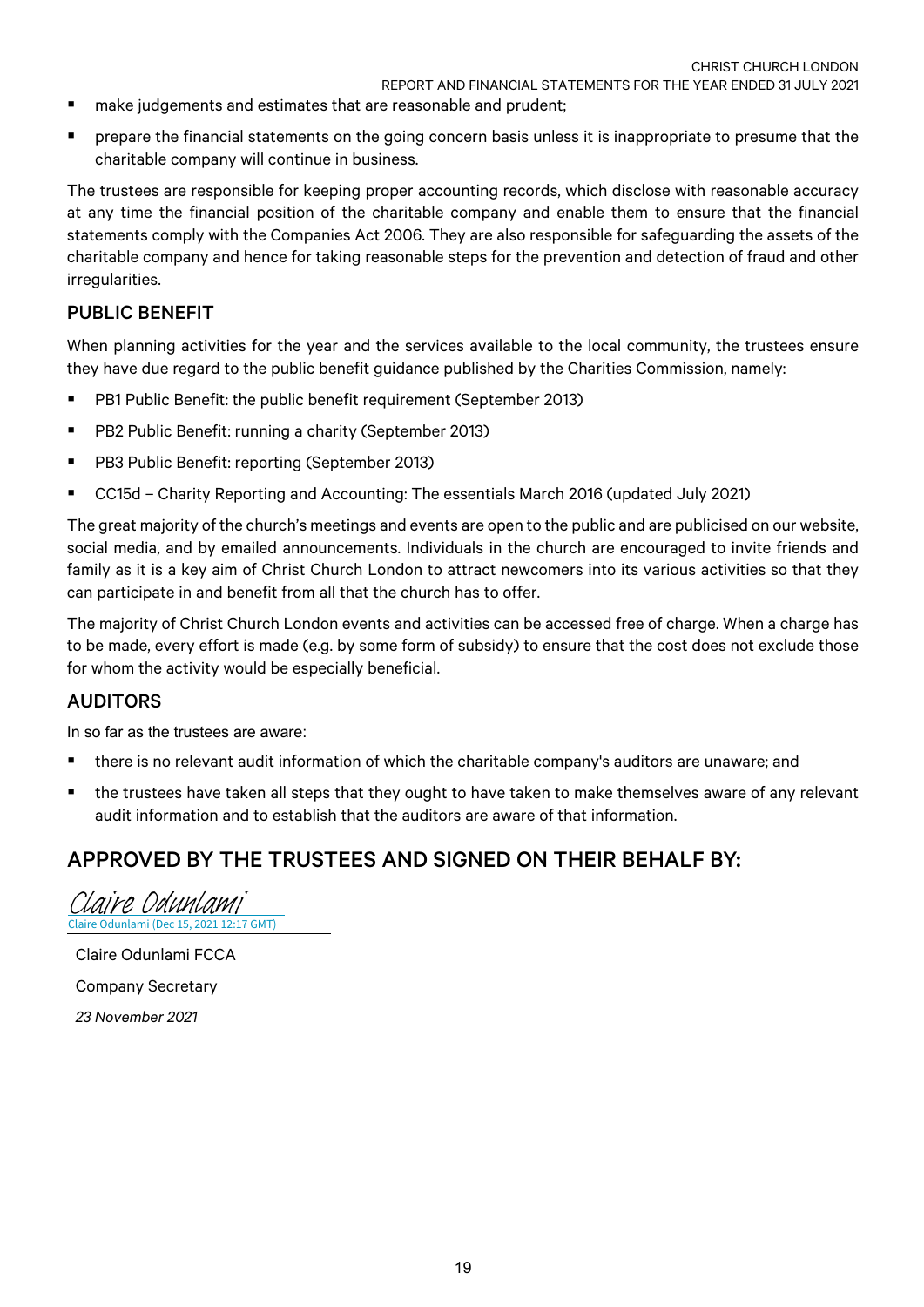- make judgements and estimates that are reasonable and prudent;
- prepare the financial statements on the going concern basis unless it is inappropriate to presume that the charitable company will continue in business.

The trustees are responsible for keeping proper accounting records, which disclose with reasonable accuracy at any time the financial position of the charitable company and enable them to ensure that the financial statements comply with the Companies Act 2006. They are also responsible for safeguarding the assets of the charitable company and hence for taking reasonable steps for the prevention and detection of fraud and other irregularities.

## PUBLIC BENEFIT

When planning activities for the year and the services available to the local community, the trustees ensure they have due regard to the public benefit guidance published by the Charities Commission, namely:

- PB1 Public Benefit: the public benefit requirement (September 2013)
- PB2 Public Benefit: running a charity (September 2013)
- PB3 Public Benefit: reporting (September 2013)
- CC15d – Charity Reporting and Accounting: The essentials March 2016 (updated July 2021)

The great majority of the church's meetings and events are open to the public and are publicised on our website, social media, and by emailed announcements. Individuals in the church are encouraged to invite friends and family as it is a key aim of Christ Church London to attract newcomers into its various activities so that they can participate in and benefit from all that the church has to offer.

The majority of Christ Church London events and activities can be accessed free of charge. When a charge has to be made, every effort is made (e.g. by some form of subsidy) to ensure that the cost does not exclude those for whom the activity would be especially beneficial.

## AUDITORS

In so far as the trustees are aware:

- there is no relevant audit information of which the charitable company's auditors are unaware; and
- the trustees have taken all steps that they ought to have taken to make themselves aware of any relevant audit information and to establish that the auditors are aware of that information.

# APPROVED BY THE TRUSTEES AND SIGNED ON THEIR BEHALF BY:

*Claire Odunlami*
Claire Odunlami (Dec 15, 2021 12:17 GMT)

Claire Odunlami FCCA

Company Secretary

*23 November 2021*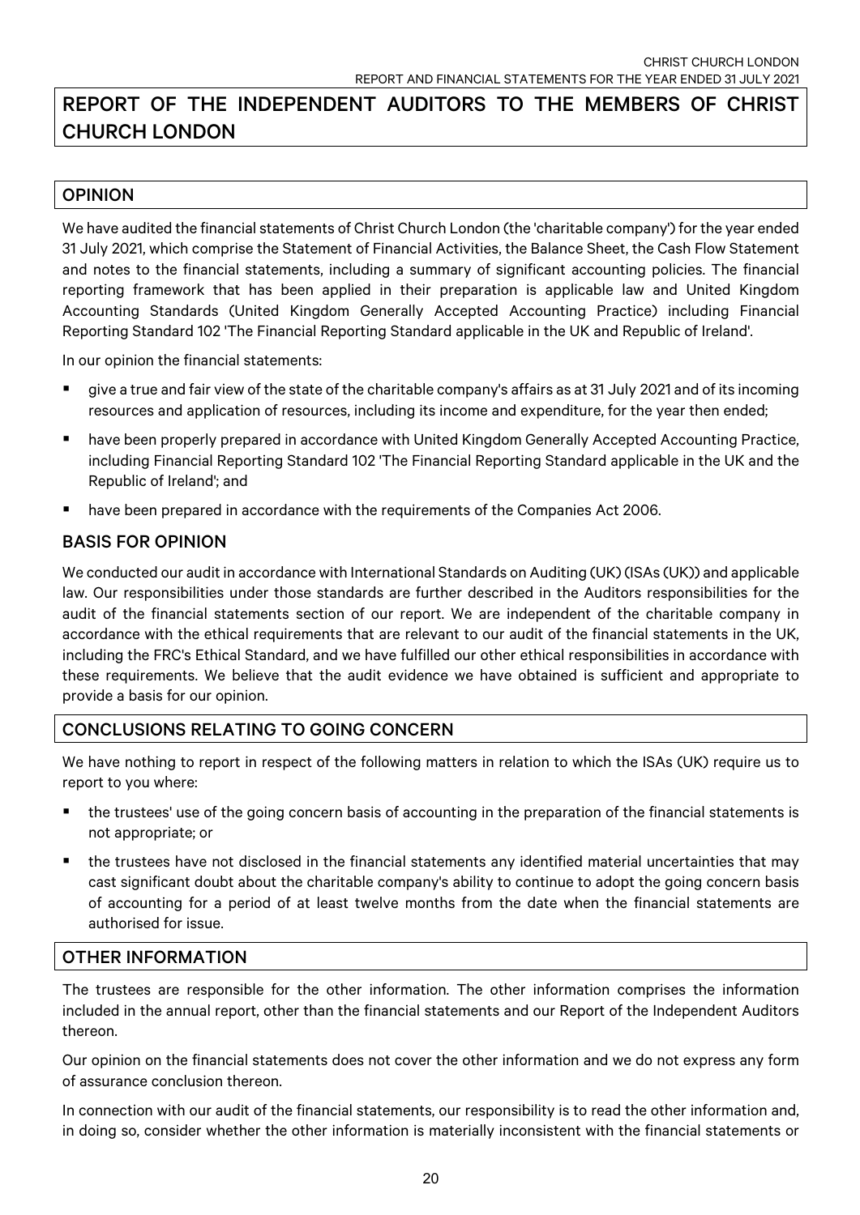# REPORT OF THE INDEPENDENT AUDITORS TO THE MEMBERS OF CHRIST CHURCH LONDON

## OPINION

We have audited the financial statements of Christ Church London (the 'charitable company') for the year ended 31 July 2021, which comprise the Statement of Financial Activities, the Balance Sheet, the Cash Flow Statement and notes to the financial statements, including a summary of significant accounting policies. The financial reporting framework that has been applied in their preparation is applicable law and United Kingdom Accounting Standards (United Kingdom Generally Accepted Accounting Practice) including Financial Reporting Standard 102 'The Financial Reporting Standard applicable in the UK and Republic of Ireland'.

In our opinion the financial statements:

- give a true and fair view of the state of the charitable company's affairs as at 31 July 2021 and of its incoming resources and application of resources, including its income and expenditure, for the year then ended;
- have been properly prepared in accordance with United Kingdom Generally Accepted Accounting Practice, including Financial Reporting Standard 102 'The Financial Reporting Standard applicable in the UK and the Republic of Ireland'; and
- have been prepared in accordance with the requirements of the Companies Act 2006.

## BASIS FOR OPINION

We conducted our audit in accordance with International Standards on Auditing (UK) (ISAs (UK)) and applicable law. Our responsibilities under those standards are further described in the Auditors responsibilities for the audit of the financial statements section of our report. We are independent of the charitable company in accordance with the ethical requirements that are relevant to our audit of the financial statements in the UK, including the FRC's Ethical Standard, and we have fulfilled our other ethical responsibilities in accordance with these requirements. We believe that the audit evidence we have obtained is sufficient and appropriate to provide a basis for our opinion.

## CONCLUSIONS RELATING TO GOING CONCERN

We have nothing to report in respect of the following matters in relation to which the ISAs (UK) require us to report to you where:

- the trustees' use of the going concern basis of accounting in the preparation of the financial statements is not appropriate; or
- the trustees have not disclosed in the financial statements any identified material uncertainties that may cast significant doubt about the charitable company's ability to continue to adopt the going concern basis of accounting for a period of at least twelve months from the date when the financial statements are authorised for issue.

## OTHER INFORMATION

The trustees are responsible for the other information. The other information comprises the information included in the annual report, other than the financial statements and our Report of the Independent Auditors thereon.

Our opinion on the financial statements does not cover the other information and we do not express any form of assurance conclusion thereon.

In connection with our audit of the financial statements, our responsibility is to read the other information and, in doing so, consider whether the other information is materially inconsistent with the financial statements or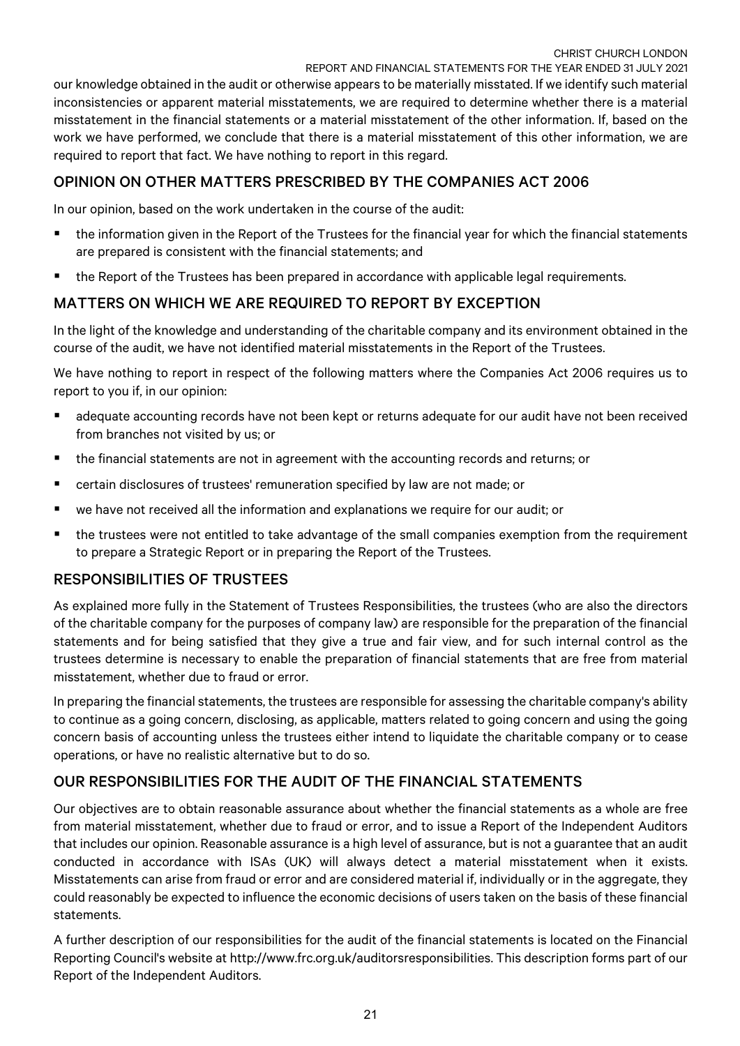our knowledge obtained in the audit or otherwise appears to be materially misstated. If we identify such material inconsistencies or apparent material misstatements, we are required to determine whether there is a material misstatement in the financial statements or a material misstatement of the other information. If, based on the work we have performed, we conclude that there is a material misstatement of this other information, we are required to report that fact. We have nothing to report in this regard.

## OPINION ON OTHER MATTERS PRESCRIBED BY THE COMPANIES ACT 2006

In our opinion, based on the work undertaken in the course of the audit:

- the information given in the Report of the Trustees for the financial year for which the financial statements are prepared is consistent with the financial statements; and
- the Report of the Trustees has been prepared in accordance with applicable legal requirements.

## MATTERS ON WHICH WE ARE REQUIRED TO REPORT BY EXCEPTION

In the light of the knowledge and understanding of the charitable company and its environment obtained in the course of the audit, we have not identified material misstatements in the Report of the Trustees.

We have nothing to report in respect of the following matters where the Companies Act 2006 requires us to report to you if, in our opinion:

- adequate accounting records have not been kept or returns adequate for our audit have not been received from branches not visited by us; or
- the financial statements are not in agreement with the accounting records and returns; or
- certain disclosures of trustees' remuneration specified by law are not made; or
- we have not received all the information and explanations we require for our audit; or
- the trustees were not entitled to take advantage of the small companies exemption from the requirement to prepare a Strategic Report or in preparing the Report of the Trustees.

## RESPONSIBILITIES OF TRUSTEES

As explained more fully in the Statement of Trustees Responsibilities, the trustees (who are also the directors of the charitable company for the purposes of company law) are responsible for the preparation of the financial statements and for being satisfied that they give a true and fair view, and for such internal control as the trustees determine is necessary to enable the preparation of financial statements that are free from material misstatement, whether due to fraud or error.

In preparing the financial statements, the trustees are responsible for assessing the charitable company's ability to continue as a going concern, disclosing, as applicable, matters related to going concern and using the going concern basis of accounting unless the trustees either intend to liquidate the charitable company or to cease operations, or have no realistic alternative but to do so.

## OUR RESPONSIBILITIES FOR THE AUDIT OF THE FINANCIAL STATEMENTS

Our objectives are to obtain reasonable assurance about whether the financial statements as a whole are free from material misstatement, whether due to fraud or error, and to issue a Report of the Independent Auditors that includes our opinion. Reasonable assurance is a high level of assurance, but is not a guarantee that an audit conducted in accordance with ISAs (UK) will always detect a material misstatement when it exists. Misstatements can arise from fraud or error and are considered material if, individually or in the aggregate, they could reasonably be expected to influence the economic decisions of users taken on the basis of these financial statements.

A further description of our responsibilities for the audit of the financial statements is located on the Financial Reporting Council's website at http://www.frc.org.uk/auditorsresponsibilities. This description forms part of our Report of the Independent Auditors.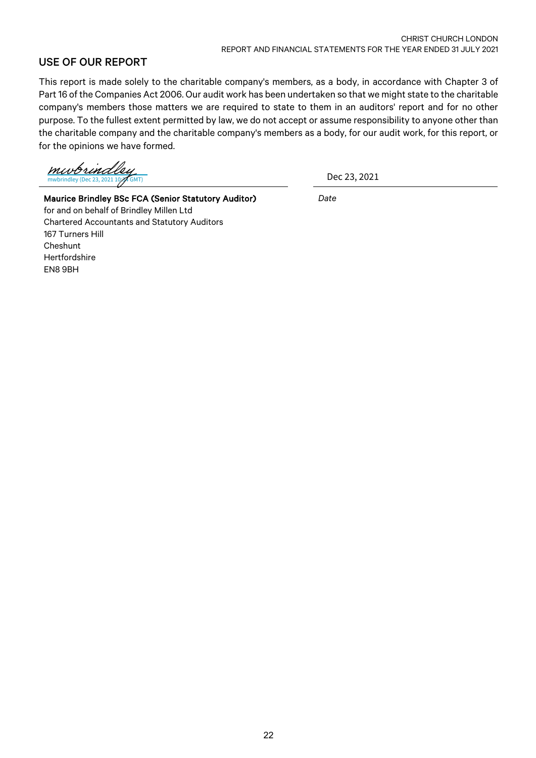## USE OF OUR REPORT

This report is made solely to the charitable company's members, as a body, in accordance with Chapter 3 of Part 16 of the Companies Act 2006. Our audit work has been undertaken so that we might state to the charitable company's members those matters we are required to state to them in an auditors' report and for no other purpose. To the fullest extent permitted by law, we do not accept or assume responsibility to anyone other than the charitable company and the charitable company's members as a body, for our audit work, for this report, or for the opinions we have formed.

mwbrindley
mwbrindley (Dec 23, 2021 10:44 GMT)

Dec 23, 2021

**Maurice Brindley BSc FCA (Senior Statutory Auditor)**
for and on behalf of Brindley Millen Ltd
Chartered Accountants and Statutory Auditors
167 Turners Hill
Cheshunt
Hertfordshire
EN8 9BH

*Date*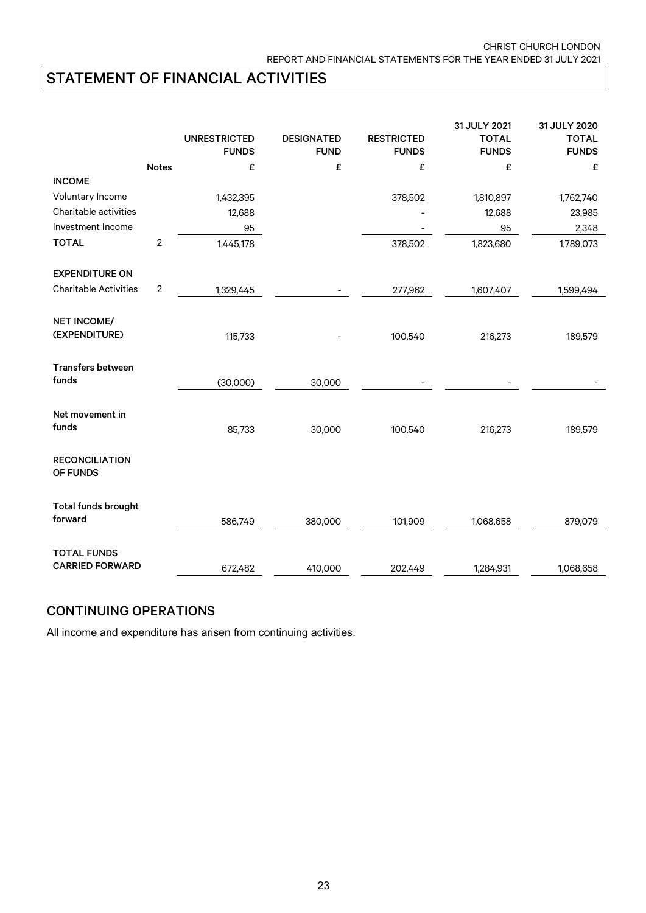# STATEMENT OF FINANCIAL ACTIVITIES

| | Notes | UNRESTRICTED FUNDS | DESIGNATED FUND | RESTRICTED FUNDS | 31 JULY 2021 TOTAL FUNDS | 31 JULY 2020 TOTAL FUNDS |
|---|---|---|---|---|---|---|
| | | £ | £ | £ | £ | £ |
| **INCOME** | | | | | | |
| Voluntary Income | | 1,432,395 | | 378,502 | 1,810,897 | 1,762,740 |
| Charitable activities | | 12,688 | | - | 12,688 | 23,985 |
| Investment Income | | 95 | | - | 95 | 2,348 |
| **TOTAL** | 2 | 1,445,178 | | 378,502 | 1,823,680 | 1,789,073 |
| **EXPENDITURE ON** | | | | | | |
| Charitable Activities | 2 | 1,329,445 | - | 277,962 | 1,607,407 | 1,599,494 |
| **NET INCOME/ (EXPENDITURE)** | | 115,733 | - | 100,540 | 216,273 | 189,579 |
| **Transfers between funds** | | (30,000) | 30,000 | - | - | - |
| **Net movement in funds** | | 85,733 | 30,000 | 100,540 | 216,273 | 189,579 |
| **RECONCILIATION OF FUNDS** | | | | | | |
| **Total funds brought forward** | | 586,749 | 380,000 | 101,909 | 1,068,658 | 879,079 |
| **TOTAL FUNDS CARRIED FORWARD** | | 672,482 | 410,000 | 202,449 | 1,284,931 | 1,068,658 |

## CONTINUING OPERATIONS

All income and expenditure has arisen from continuing activities.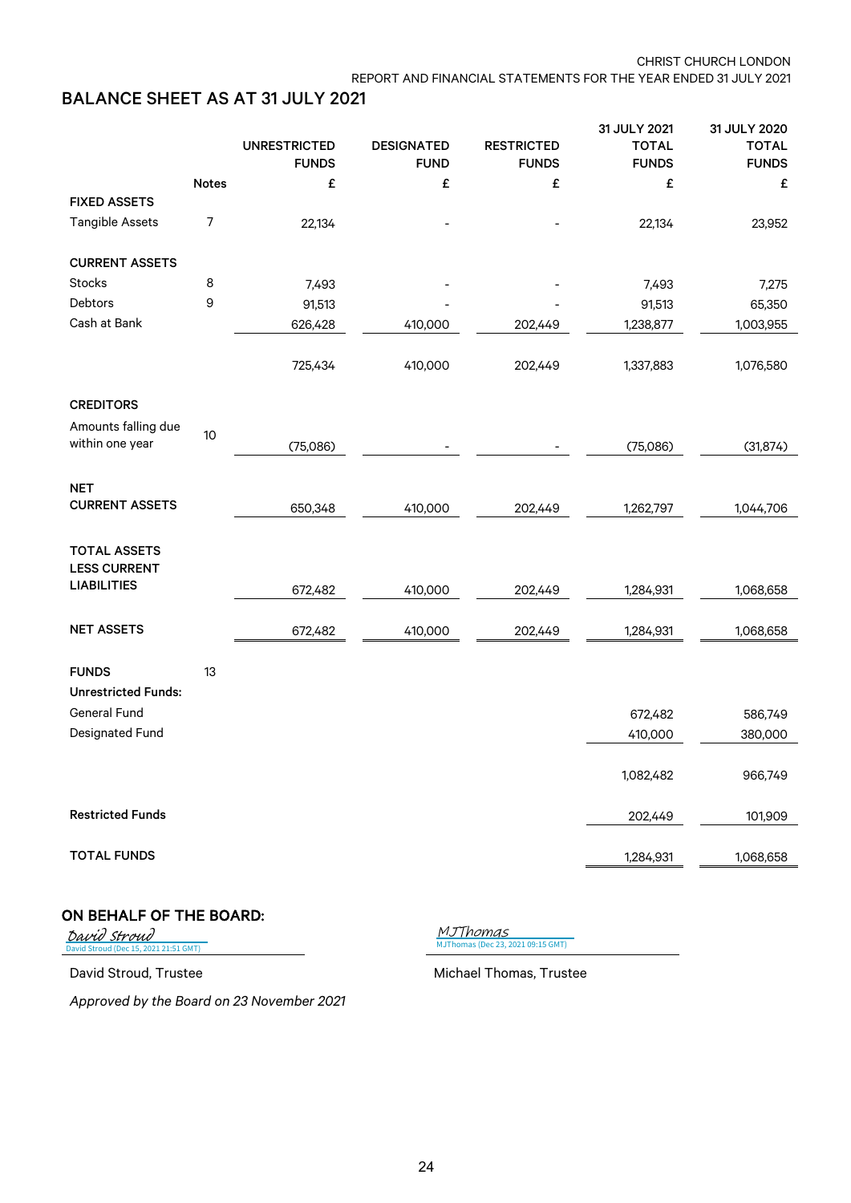CHRIST CHURCH LONDON
REPORT AND FINANCIAL STATEMENTS FOR THE YEAR ENDED 31 JULY 2021

## BALANCE SHEET AS AT 31 JULY 2021

| | Notes | UNRESTRICTED FUNDS | DESIGNATED FUND | RESTRICTED FUNDS | 31 JULY 2021 TOTAL FUNDS | 31 JULY 2020 TOTAL FUNDS |
|---|---|---|---|---|---|---|
| | | £ | £ | £ | £ | £ |
| **FIXED ASSETS** | | | | | | |
| Tangible Assets | 7 | 22,134 | - | - | 22,134 | 23,952 |
| **CURRENT ASSETS** | | | | | | |
| Stocks | 8 | 7,493 | - | - | 7,493 | 7,275 |
| Debtors | 9 | 91,513 | - | - | 91,513 | 65,350 |
| Cash at Bank | | 626,428 | 410,000 | 202,449 | 1,238,877 | 1,003,955 |
| | | 725,434 | 410,000 | 202,449 | 1,337,883 | 1,076,580 |
| **CREDITORS** | | | | | | |
| Amounts falling due within one year | 10 | (75,086) | - | - | (75,086) | (31,874) |
| **NET CURRENT ASSETS** | | 650,348 | 410,000 | 202,449 | 1,262,797 | 1,044,706 |
| **TOTAL ASSETS LESS CURRENT LIABILITIES** | | 672,482 | 410,000 | 202,449 | 1,284,931 | 1,068,658 |
| **NET ASSETS** | | 672,482 | 410,000 | 202,449 | 1,284,931 | 1,068,658 |
| **FUNDS** | 13 | | | | | |
| **Unrestricted Funds:** | | | | | | |
| General Fund | | | | | 672,482 | 586,749 |
| Designated Fund | | | | | 410,000 | 380,000 |
| | | | | | 1,082,482 | 966,749 |
| **Restricted Funds** | | | | | 202,449 | 101,909 |
| **TOTAL FUNDS** | | | | | 1,284,931 | 1,068,658 |

## ON BEHALF OF THE BOARD:

David Stroud
David Stroud (Dec 15, 2021 21:51 GMT)

David Stroud, Trustee

MJThomas
MJThomas (Dec 23, 2021 09:15 GMT)

Michael Thomas, Trustee

*Approved by the Board on 23 November 2021*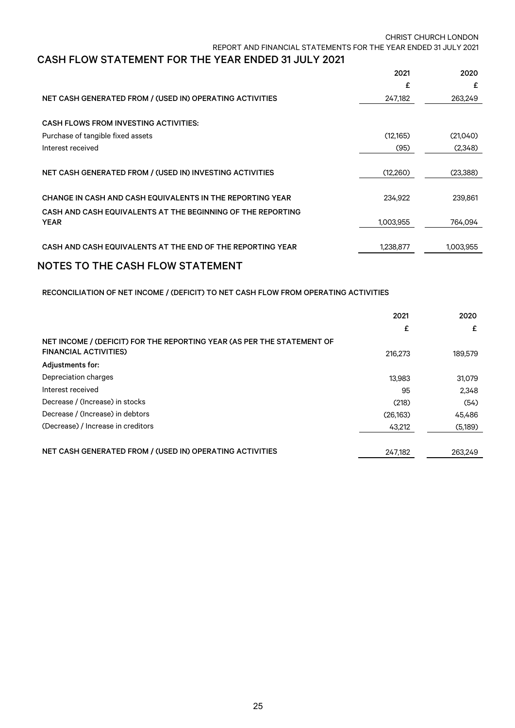## CASH FLOW STATEMENT FOR THE YEAR ENDED 31 JULY 2021

| | 2021 | 2020 |
|---|---|---|
| | £ | £ |
| NET CASH GENERATED FROM / (USED IN) OPERATING ACTIVITIES | 247,182 | 263,249 |
| | | |
| CASH FLOWS FROM INVESTING ACTIVITIES: | | |
| Purchase of tangible fixed assets | (12,165) | (21,040) |
| Interest received | (95) | (2,348) |
| | | |
| NET CASH GENERATED FROM / (USED IN) INVESTING ACTIVITIES | (12,260) | (23,388) |
| | | |
| CHANGE IN CASH AND CASH EQUIVALENTS IN THE REPORTING YEAR | 234,922 | 239,861 |
| CASH AND CASH EQUIVALENTS AT THE BEGINNING OF THE REPORTING YEAR | 1,003,955 | 764,094 |
| | | |
| CASH AND CASH EQUIVALENTS AT THE END OF THE REPORTING YEAR | 1,238,877 | 1,003,955 |

## NOTES TO THE CASH FLOW STATEMENT

RECONCILIATION OF NET INCOME / (DEFICIT) TO NET CASH FLOW FROM OPERATING ACTIVITIES

| | 2021 | 2020 |
|---|---|---|
| | £ | £ |
| NET INCOME / (DEFICIT) FOR THE REPORTING YEAR (AS PER THE STATEMENT OF FINANCIAL ACTIVITIES) | 216,273 | 189,579 |
| **Adjustments for:** | | |
| Depreciation charges | 13,983 | 31,079 |
| Interest received | 95 | 2,348 |
| Decrease / (Increase) in stocks | (218) | (54) |
| Decrease / (Increase) in debtors | (26,163) | 45,486 |
| (Decrease) / Increase in creditors | 43,212 | (5,189) |
| | | |
| NET CASH GENERATED FROM / (USED IN) OPERATING ACTIVITIES | 247,182 | 263,249 |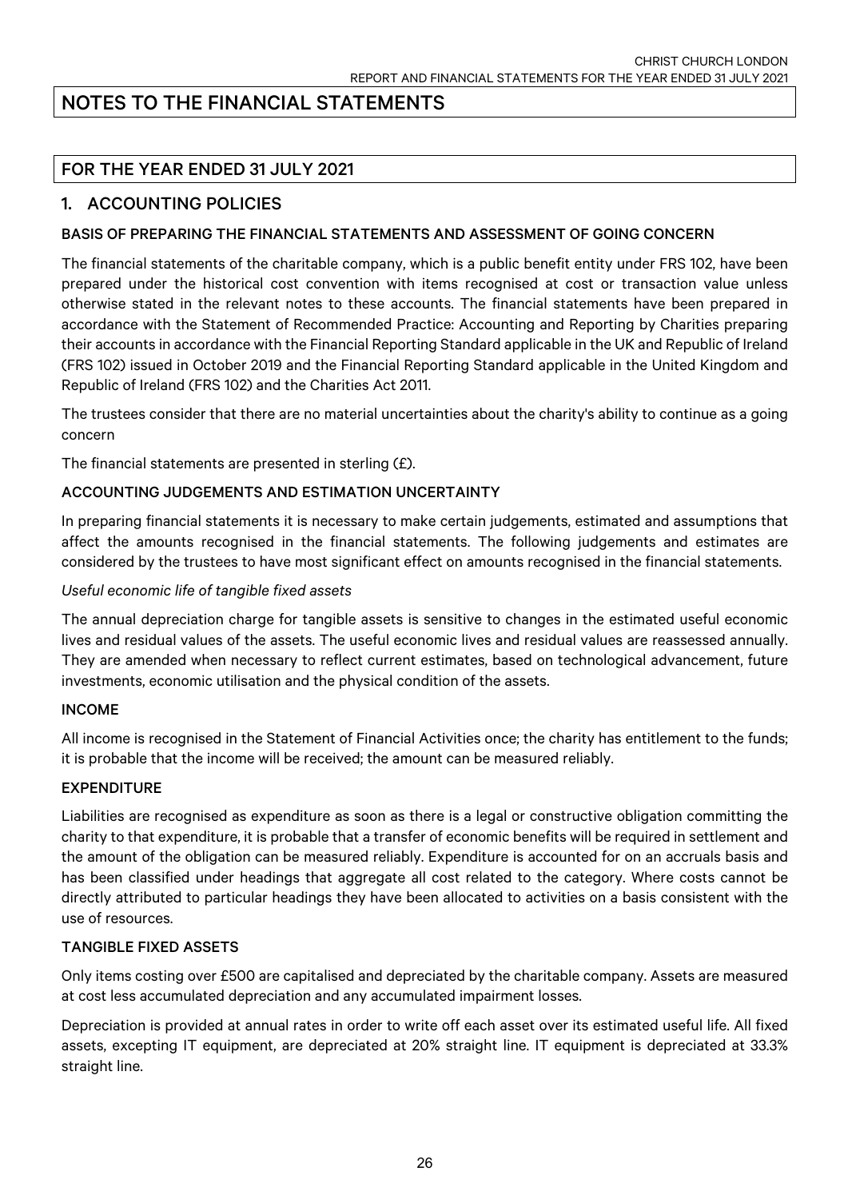# NOTES TO THE FINANCIAL STATEMENTS

## FOR THE YEAR ENDED 31 JULY 2021

## 1. ACCOUNTING POLICIES

### BASIS OF PREPARING THE FINANCIAL STATEMENTS AND ASSESSMENT OF GOING CONCERN

The financial statements of the charitable company, which is a public benefit entity under FRS 102, have been prepared under the historical cost convention with items recognised at cost or transaction value unless otherwise stated in the relevant notes to these accounts. The financial statements have been prepared in accordance with the Statement of Recommended Practice: Accounting and Reporting by Charities preparing their accounts in accordance with the Financial Reporting Standard applicable in the UK and Republic of Ireland (FRS 102) issued in October 2019 and the Financial Reporting Standard applicable in the United Kingdom and Republic of Ireland (FRS 102) and the Charities Act 2011.

The trustees consider that there are no material uncertainties about the charity's ability to continue as a going concern

The financial statements are presented in sterling (£).

### ACCOUNTING JUDGEMENTS AND ESTIMATION UNCERTAINTY

In preparing financial statements it is necessary to make certain judgements, estimated and assumptions that affect the amounts recognised in the financial statements. The following judgements and estimates are considered by the trustees to have most significant effect on amounts recognised in the financial statements.

*Useful economic life of tangible fixed assets*

The annual depreciation charge for tangible assets is sensitive to changes in the estimated useful economic lives and residual values of the assets. The useful economic lives and residual values are reassessed annually. They are amended when necessary to reflect current estimates, based on technological advancement, future investments, economic utilisation and the physical condition of the assets.

### INCOME

All income is recognised in the Statement of Financial Activities once; the charity has entitlement to the funds; it is probable that the income will be received; the amount can be measured reliably.

### EXPENDITURE

Liabilities are recognised as expenditure as soon as there is a legal or constructive obligation committing the charity to that expenditure, it is probable that a transfer of economic benefits will be required in settlement and the amount of the obligation can be measured reliably. Expenditure is accounted for on an accruals basis and has been classified under headings that aggregate all cost related to the category. Where costs cannot be directly attributed to particular headings they have been allocated to activities on a basis consistent with the use of resources.

### TANGIBLE FIXED ASSETS

Only items costing over £500 are capitalised and depreciated by the charitable company. Assets are measured at cost less accumulated depreciation and any accumulated impairment losses.

Depreciation is provided at annual rates in order to write off each asset over its estimated useful life. All fixed assets, excepting IT equipment, are depreciated at 20% straight line. IT equipment is depreciated at 33.3% straight line.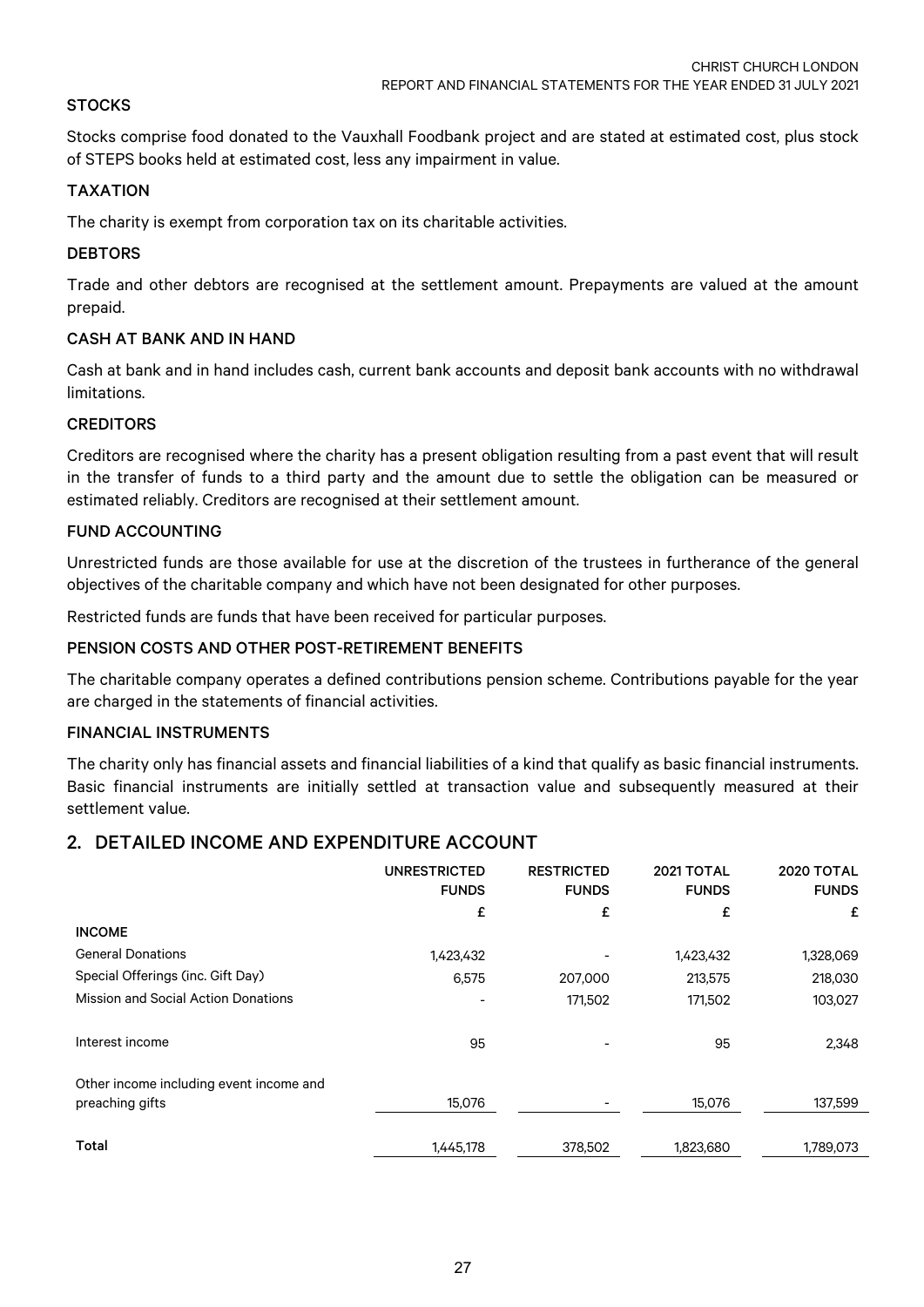### STOCKS

Stocks comprise food donated to the Vauxhall Foodbank project and are stated at estimated cost, plus stock of STEPS books held at estimated cost, less any impairment in value.

### TAXATION

The charity is exempt from corporation tax on its charitable activities.

### DEBTORS

Trade and other debtors are recognised at the settlement amount. Prepayments are valued at the amount prepaid.

### CASH AT BANK AND IN HAND

Cash at bank and in hand includes cash, current bank accounts and deposit bank accounts with no withdrawal limitations.

### CREDITORS

Creditors are recognised where the charity has a present obligation resulting from a past event that will result in the transfer of funds to a third party and the amount due to settle the obligation can be measured or estimated reliably. Creditors are recognised at their settlement amount.

### FUND ACCOUNTING

Unrestricted funds are those available for use at the discretion of the trustees in furtherance of the general objectives of the charitable company and which have not been designated for other purposes.

Restricted funds are funds that have been received for particular purposes.

### PENSION COSTS AND OTHER POST-RETIREMENT BENEFITS

The charitable company operates a defined contributions pension scheme. Contributions payable for the year are charged in the statements of financial activities.

### FINANCIAL INSTRUMENTS

The charity only has financial assets and financial liabilities of a kind that qualify as basic financial instruments. Basic financial instruments are initially settled at transaction value and subsequently measured at their settlement value.

## 2. DETAILED INCOME AND EXPENDITURE ACCOUNT

| | UNRESTRICTED FUNDS | RESTRICTED FUNDS | 2021 TOTAL FUNDS | 2020 TOTAL FUNDS |
|---|---|---|---|---|
| | £ | £ | £ | £ |
| **INCOME** | | | | |
| General Donations | 1,423,432 | - | 1,423,432 | 1,328,069 |
| Special Offerings (inc. Gift Day) | 6,575 | 207,000 | 213,575 | 218,030 |
| Mission and Social Action Donations | - | 171,502 | 171,502 | 103,027 |
| Interest income | 95 | - | 95 | 2,348 |
| Other income including event income and preaching gifts | 15,076 | - | 15,076 | 137,599 |
| **Total** | 1,445,178 | 378,502 | 1,823,680 | 1,789,073 |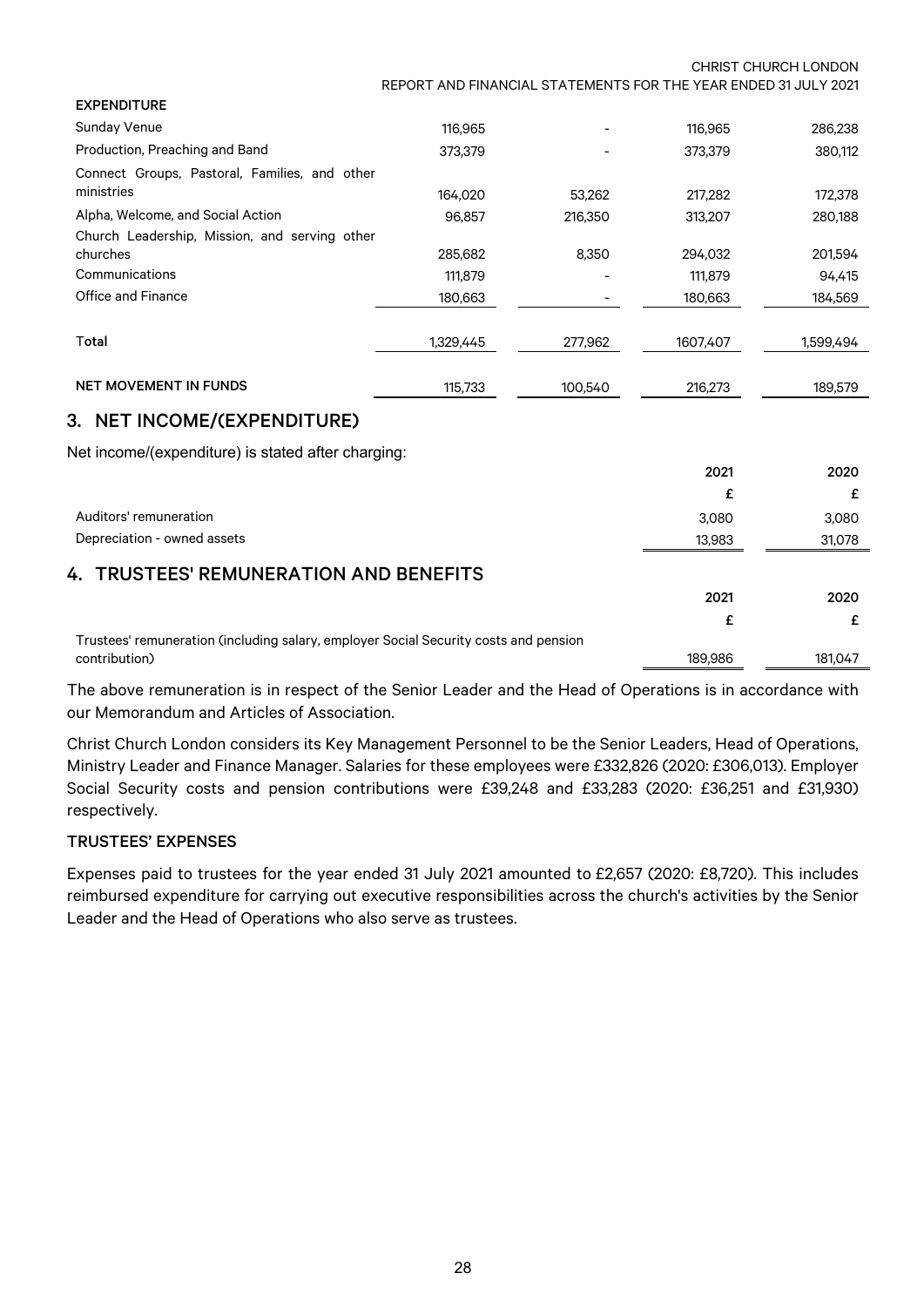**EXPENDITURE**

| | | | | |
|---|---|---|---|---|
| Sunday Venue | 116,965 | - | 116,965 | 286,238 |
| Production, Preaching and Band | 373,379 | - | 373,379 | 380,112 |
| Connect Groups, Pastoral, Families, and other ministries | 164,020 | 53,262 | 217,282 | 172,378 |
| Alpha, Welcome, and Social Action | 96,857 | 216,350 | 313,207 | 280,188 |
| Church Leadership, Mission, and serving other churches | 285,682 | 8,350 | 294,032 | 201,594 |
| Communications | 111,879 | - | 111,879 | 94,415 |
| Office and Finance | 180,663 | - | 180,663 | 184,569 |
| Total | 1,329,445 | 277,962 | 1607,407 | 1,599,494 |
| **NET MOVEMENT IN FUNDS** | 115,733 | 100,540 | 216,273 | 189,579 |

## 3. NET INCOME/(EXPENDITURE)

Net income/(expenditure) is stated after charging:

| | 2021 | 2020 |
|---|---|---|
| | £ | £ |
| Auditors' remuneration | 3,080 | 3,080 |
| Depreciation - owned assets | 13,983 | 31,078 |

## 4. TRUSTEES' REMUNERATION AND BENEFITS

| | 2021 | 2020 |
|---|---|---|
| | £ | £ |
| Trustees' remuneration (including salary, employer Social Security costs and pension contribution) | 189,986 | 181,047 |

The above remuneration is in respect of the Senior Leader and the Head of Operations is in accordance with our Memorandum and Articles of Association.

Christ Church London considers its Key Management Personnel to be the Senior Leaders, Head of Operations, Ministry Leader and Finance Manager. Salaries for these employees were £332,826 (2020: £306,013). Employer Social Security costs and pension contributions were £39,248 and £33,283 (2020: £36,251 and £31,930) respectively.

### TRUSTEES' EXPENSES

Expenses paid to trustees for the year ended 31 July 2021 amounted to £2,657 (2020: £8,720). This includes reimbursed expenditure for carrying out executive responsibilities across the church's activities by the Senior Leader and the Head of Operations who also serve as trustees.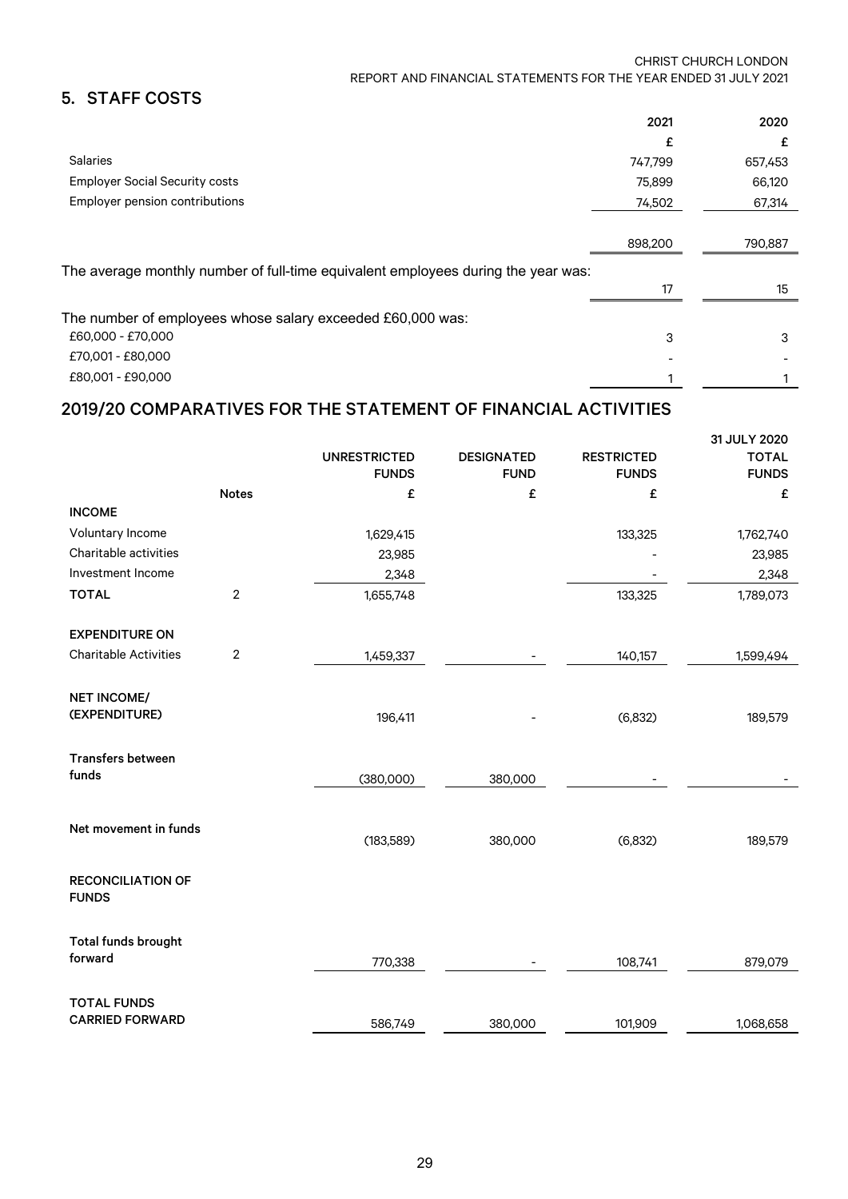## 5. STAFF COSTS

| | 2021 | 2020 |
|---|---|---|
| | £ | £ |
| Salaries | 747,799 | 657,453 |
| Employer Social Security costs | 75,899 | 66,120 |
| Employer pension contributions | 74,502 | 67,314 |
| | 898,200 | 790,887 |
| The average monthly number of full-time equivalent employees during the year was: | 17 | 15 |
| The number of employees whose salary exceeded £60,000 was: | | |
| £60,000 - £70,000 | 3 | 3 |
| £70,001 - £80,000 | - | - |
| £80,001 - £90,000 | 1 | 1 |

## 2019/20 COMPARATIVES FOR THE STATEMENT OF FINANCIAL ACTIVITIES

| | Notes | UNRESTRICTED FUNDS | DESIGNATED FUND | RESTRICTED FUNDS | 31 JULY 2020 TOTAL FUNDS |
|---|---|---|---|---|---|
| | | £ | £ | £ | £ |
| **INCOME** | | | | | |
| Voluntary Income | | 1,629,415 | | 133,325 | 1,762,740 |
| Charitable activities | | 23,985 | | - | 23,985 |
| Investment Income | | 2,348 | | - | 2,348 |
| **TOTAL** | 2 | 1,655,748 | | 133,325 | 1,789,073 |
| **EXPENDITURE ON** | | | | | |
| Charitable Activities | 2 | 1,459,337 | - | 140,157 | 1,599,494 |
| **NET INCOME/ (EXPENDITURE)** | | 196,411 | - | (6,832) | 189,579 |
| **Transfers between funds** | | (380,000) | 380,000 | - | - |
| **Net movement in funds** | | (183,589) | 380,000 | (6,832) | 189,579 |
| **RECONCILIATION OF FUNDS** | | | | | |
| **Total funds brought forward** | | 770,338 | - | 108,741 | 879,079 |
| **TOTAL FUNDS CARRIED FORWARD** | | 586,749 | 380,000 | 101,909 | 1,068,658 |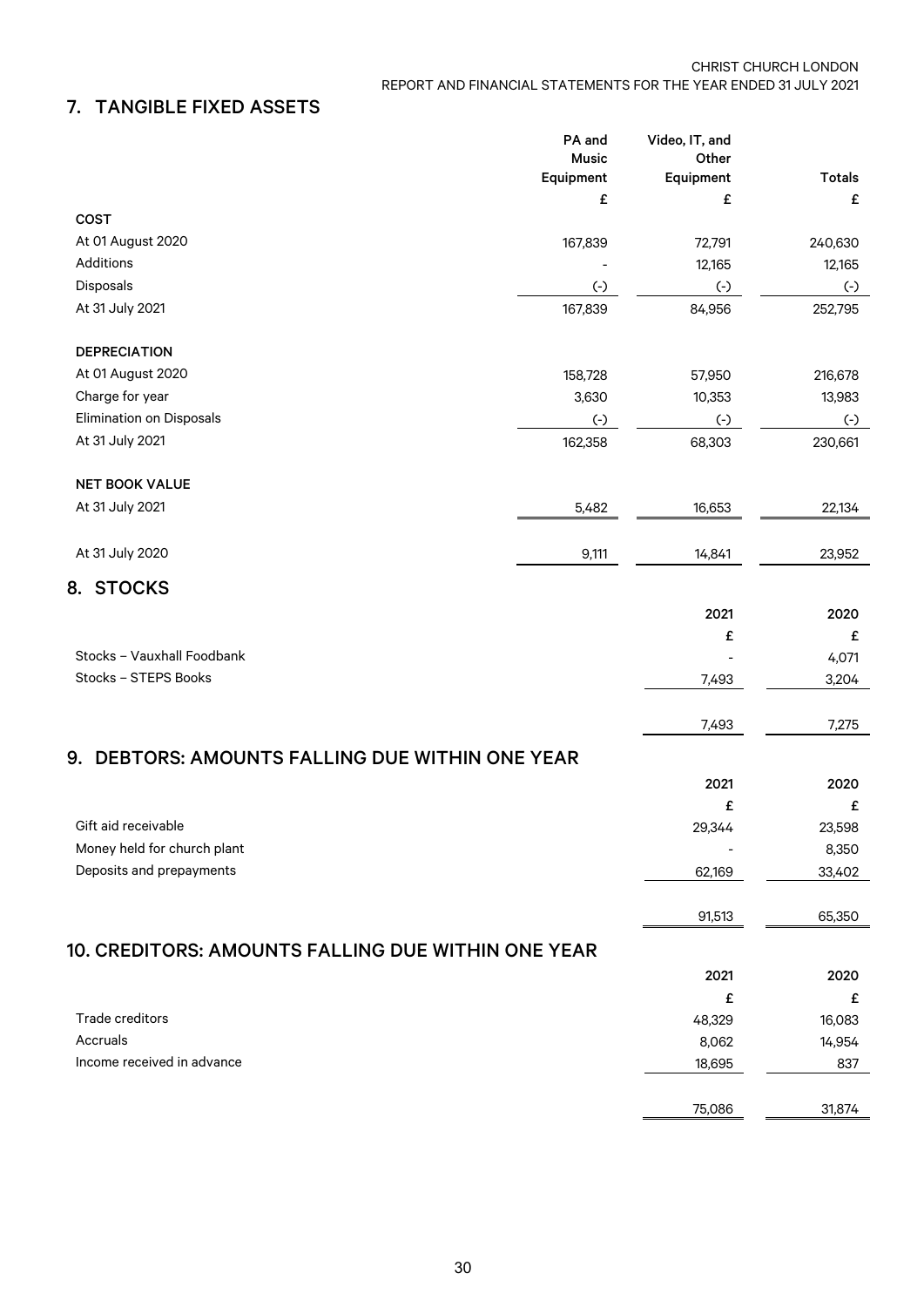## 7. TANGIBLE FIXED ASSETS

| | PA and Music Equipment | Video, IT, and Other Equipment | Totals |
|---|---|---|---|
| | £ | £ | £ |
| **COST** | | | |
| At 01 August 2020 | 167,839 | 72,791 | 240,630 |
| Additions | - | 12,165 | 12,165 |
| Disposals | (-) | (-) | (-) |
| At 31 July 2021 | 167,839 | 84,956 | 252,795 |
| **DEPRECIATION** | | | |
| At 01 August 2020 | 158,728 | 57,950 | 216,678 |
| Charge for year | 3,630 | 10,353 | 13,983 |
| Elimination on Disposals | (-) | (-) | (-) |
| At 31 July 2021 | 162,358 | 68,303 | 230,661 |
| **NET BOOK VALUE** | | | |
| At 31 July 2021 | 5,482 | 16,653 | 22,134 |
| At 31 July 2020 | 9,111 | 14,841 | 23,952 |

## 8. STOCKS

| | 2021 | 2020 |
|---|---|---|
| | £ | £ |
| Stocks – Vauxhall Foodbank | - | 4,071 |
| Stocks – STEPS Books | 7,493 | 3,204 |
| | 7,493 | 7,275 |

## 9. DEBTORS: AMOUNTS FALLING DUE WITHIN ONE YEAR

| | 2021 | 2020 |
|---|---|---|
| | £ | £ |
| Gift aid receivable | 29,344 | 23,598 |
| Money held for church plant | - | 8,350 |
| Deposits and prepayments | 62,169 | 33,402 |
| | 91,513 | 65,350 |

## 10. CREDITORS: AMOUNTS FALLING DUE WITHIN ONE YEAR

| | 2021 | 2020 |
|---|---|---|
| | £ | £ |
| Trade creditors | 48,329 | 16,083 |
| Accruals | 8,062 | 14,954 |
| Income received in advance | 18,695 | 837 |
| | 75,086 | 31,874 |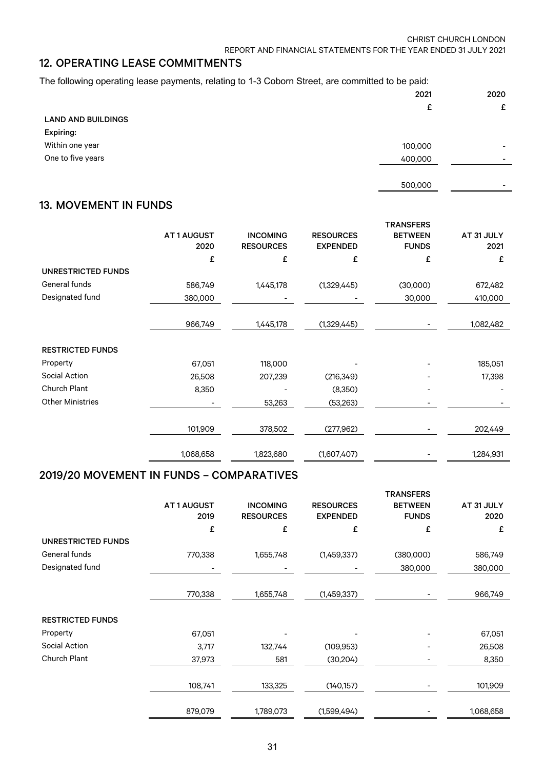## 12. OPERATING LEASE COMMITMENTS

The following operating lease payments, relating to 1-3 Coborn Street, are committed to be paid:

| | 2021 | 2020 |
|---|---|---|
| | £ | £ |
| **LAND AND BUILDINGS** | | |
| **Expiring:** | | |
| Within one year | 100,000 | - |
| One to five years | 400,000 | - |
| | 500,000 | - |

## 13. MOVEMENT IN FUNDS

| | AT 1 AUGUST 2020 | INCOMING RESOURCES | RESOURCES EXPENDED | TRANSFERS BETWEEN FUNDS | AT 31 JULY 2021 |
|---|---|---|---|---|---|
| | £ | £ | £ | £ | £ |
| **UNRESTRICTED FUNDS** | | | | | |
| General funds | 586,749 | 1,445,178 | (1,329,445) | (30,000) | 672,482 |
| Designated fund | 380,000 | - | - | 30,000 | 410,000 |
| | 966,749 | 1,445,178 | (1,329,445) | - | 1,082,482 |
| **RESTRICTED FUNDS** | | | | | |
| Property | 67,051 | 118,000 | - | - | 185,051 |
| Social Action | 26,508 | 207,239 | (216,349) | - | 17,398 |
| Church Plant | 8,350 | - | (8,350) | - | - |
| Other Ministries | - | 53,263 | (53,263) | - | - |
| | 101,909 | 378,502 | (277,962) | - | 202,449 |
| | 1,068,658 | 1,823,680 | (1,607,407) | - | 1,284,931 |

## 2019/20 MOVEMENT IN FUNDS – COMPARATIVES

| | AT 1 AUGUST 2019 | INCOMING RESOURCES | RESOURCES EXPENDED | TRANSFERS BETWEEN FUNDS | AT 31 JULY 2020 |
|---|---|---|---|---|---|
| | £ | £ | £ | £ | £ |
| **UNRESTRICTED FUNDS** | | | | | |
| General funds | 770,338 | 1,655,748 | (1,459,337) | (380,000) | 586,749 |
| Designated fund | - | - | - | 380,000 | 380,000 |
| | 770,338 | 1,655,748 | (1,459,337) | - | 966,749 |
| **RESTRICTED FUNDS** | | | | | |
| Property | 67,051 | - | - | - | 67,051 |
| Social Action | 3,717 | 132,744 | (109,953) | - | 26,508 |
| Church Plant | 37,973 | 581 | (30,204) | - | 8,350 |
| | 108,741 | 133,325 | (140,157) | - | 101,909 |
| | 879,079 | 1,789,073 | (1,599,494) | - | 1,068,658 |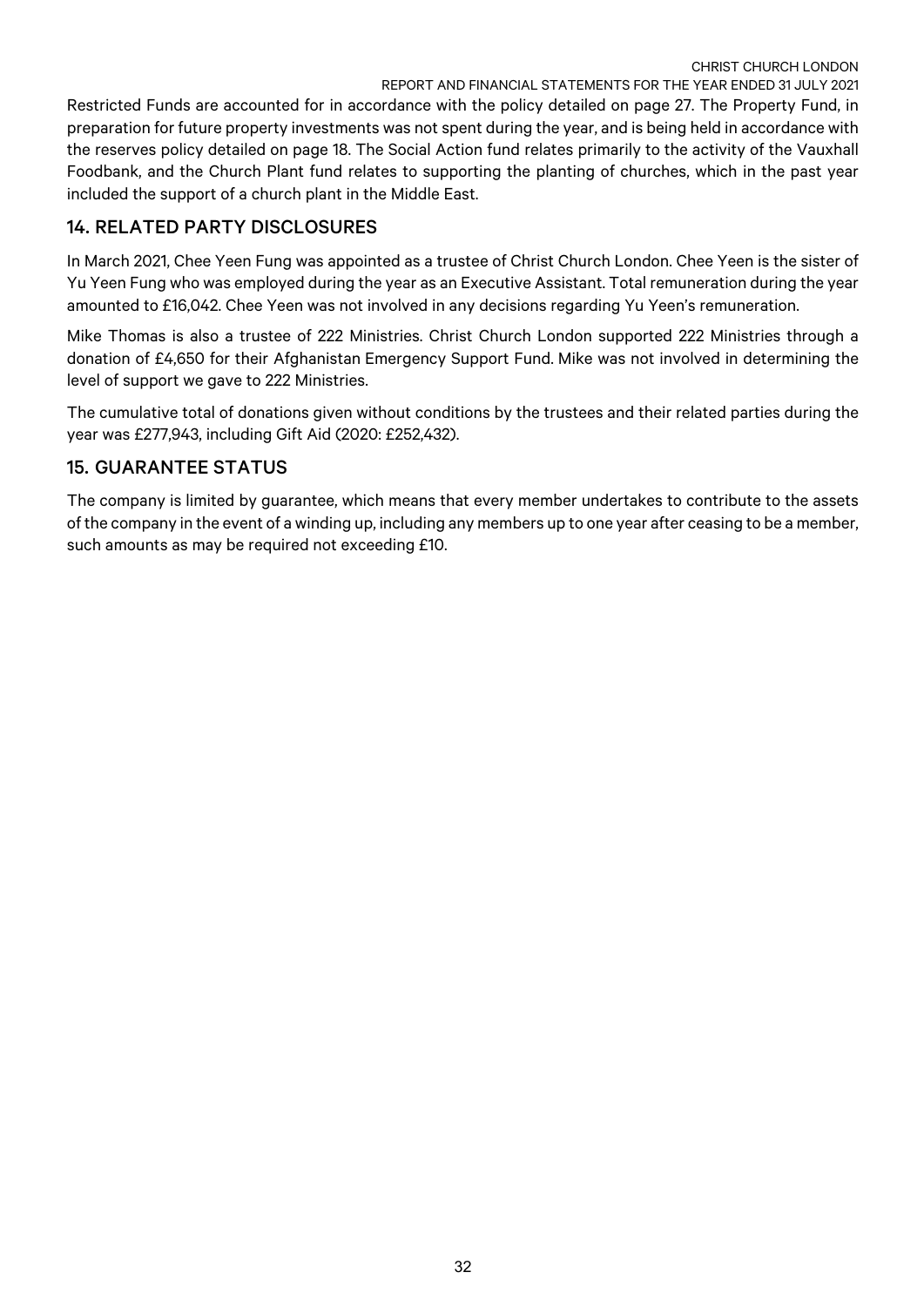Restricted Funds are accounted for in accordance with the policy detailed on page 27. The Property Fund, in preparation for future property investments was not spent during the year, and is being held in accordance with the reserves policy detailed on page 18. The Social Action fund relates primarily to the activity of the Vauxhall Foodbank, and the Church Plant fund relates to supporting the planting of churches, which in the past year included the support of a church plant in the Middle East.

## 14. RELATED PARTY DISCLOSURES

In March 2021, Chee Yeen Fung was appointed as a trustee of Christ Church London. Chee Yeen is the sister of Yu Yeen Fung who was employed during the year as an Executive Assistant. Total remuneration during the year amounted to £16,042. Chee Yeen was not involved in any decisions regarding Yu Yeen's remuneration.

Mike Thomas is also a trustee of 222 Ministries. Christ Church London supported 222 Ministries through a donation of £4,650 for their Afghanistan Emergency Support Fund. Mike was not involved in determining the level of support we gave to 222 Ministries.

The cumulative total of donations given without conditions by the trustees and their related parties during the year was £277,943, including Gift Aid (2020: £252,432).

## 15. GUARANTEE STATUS

The company is limited by guarantee, which means that every member undertakes to contribute to the assets of the company in the event of a winding up, including any members up to one year after ceasing to be a member, such amounts as may be required not exceeding £10.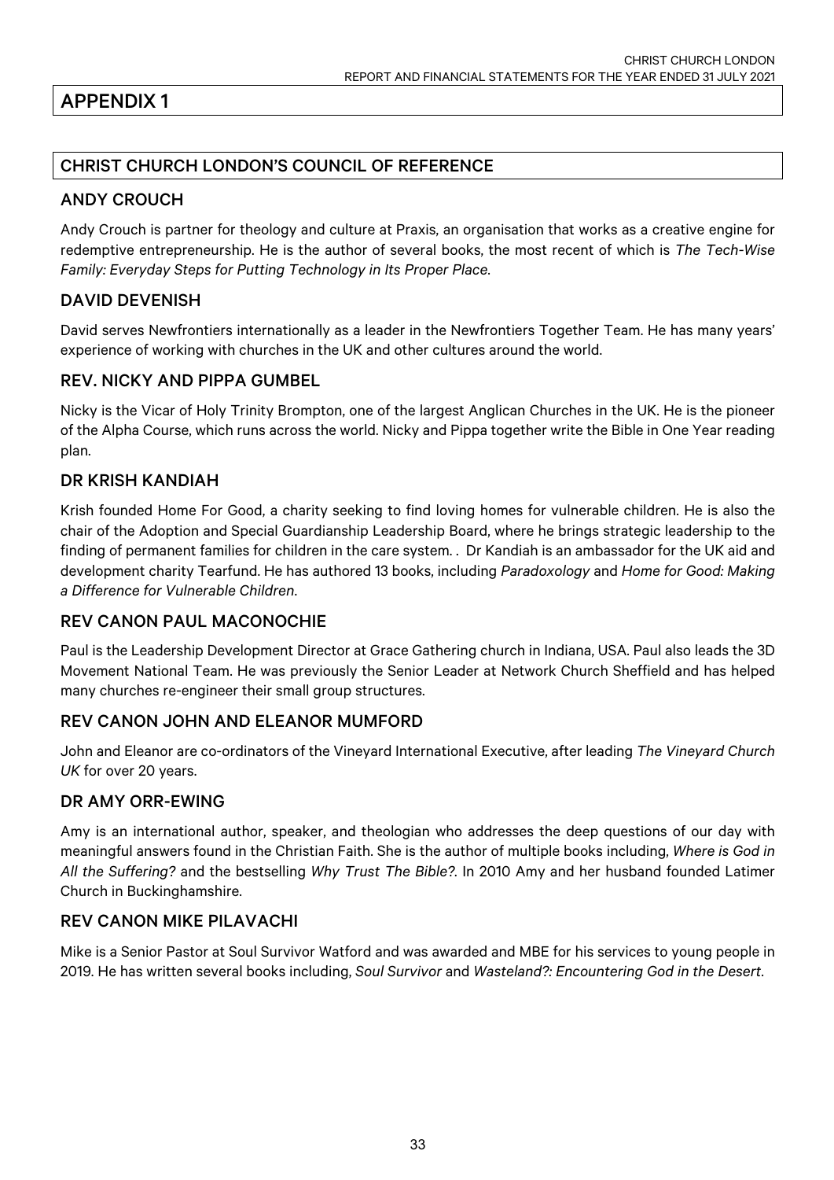# APPENDIX 1

## CHRIST CHURCH LONDON'S COUNCIL OF REFERENCE

### ANDY CROUCH

Andy Crouch is partner for theology and culture at Praxis, an organisation that works as a creative engine for redemptive entrepreneurship. He is the author of several books, the most recent of which is *The Tech-Wise Family: Everyday Steps for Putting Technology in Its Proper Place*.

### DAVID DEVENISH

David serves Newfrontiers internationally as a leader in the Newfrontiers Together Team. He has many years' experience of working with churches in the UK and other cultures around the world.

### REV. NICKY AND PIPPA GUMBEL

Nicky is the Vicar of Holy Trinity Brompton, one of the largest Anglican Churches in the UK. He is the pioneer of the Alpha Course, which runs across the world. Nicky and Pippa together write the Bible in One Year reading plan.

### DR KRISH KANDIAH

Krish founded Home For Good, a charity seeking to find loving homes for vulnerable children. He is also the chair of the Adoption and Special Guardianship Leadership Board, where he brings strategic leadership to the finding of permanent families for children in the care system. . Dr Kandiah is an ambassador for the UK aid and development charity Tearfund. He has authored 13 books, including *Paradoxology* and *Home for Good: Making a Difference for Vulnerable Children*.

### REV CANON PAUL MACONOCHIE

Paul is the Leadership Development Director at Grace Gathering church in Indiana, USA. Paul also leads the 3D Movement National Team. He was previously the Senior Leader at Network Church Sheffield and has helped many churches re-engineer their small group structures.

### REV CANON JOHN AND ELEANOR MUMFORD

John and Eleanor are co-ordinators of the Vineyard International Executive, after leading *The Vineyard Church UK* for over 20 years.

### DR AMY ORR-EWING

Amy is an international author, speaker, and theologian who addresses the deep questions of our day with meaningful answers found in the Christian Faith. She is the author of multiple books including, *Where is God in All the Suffering?* and the bestselling *Why Trust The Bible?*. In 2010 Amy and her husband founded Latimer Church in Buckinghamshire.

### REV CANON MIKE PILAVACHI

Mike is a Senior Pastor at Soul Survivor Watford and was awarded and MBE for his services to young people in 2019. He has written several books including, *Soul Survivor* and *Wasteland?: Encountering God in the Desert*.